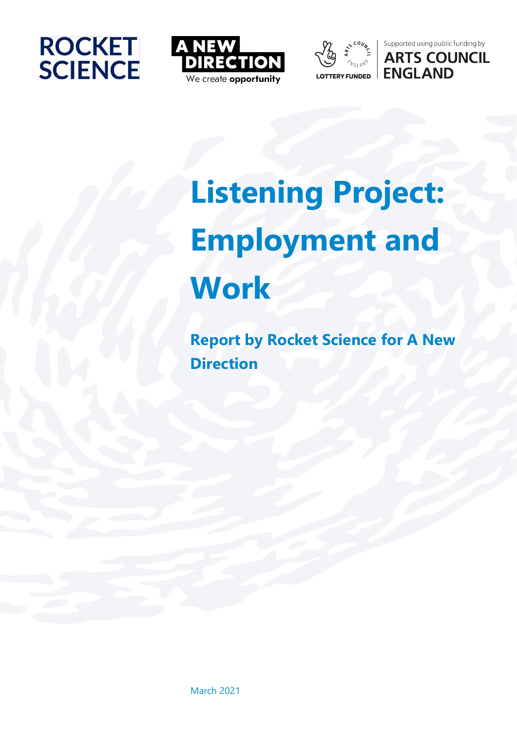ROCKET SCIENCE

A NEW DIRECTION
We create **opportunity**

LOTTERY FUNDED

Supported using public funding by ARTS COUNCIL ENGLAND

# Listening Project: Employment and Work

## Report by Rocket Science for A New Direction

March 2021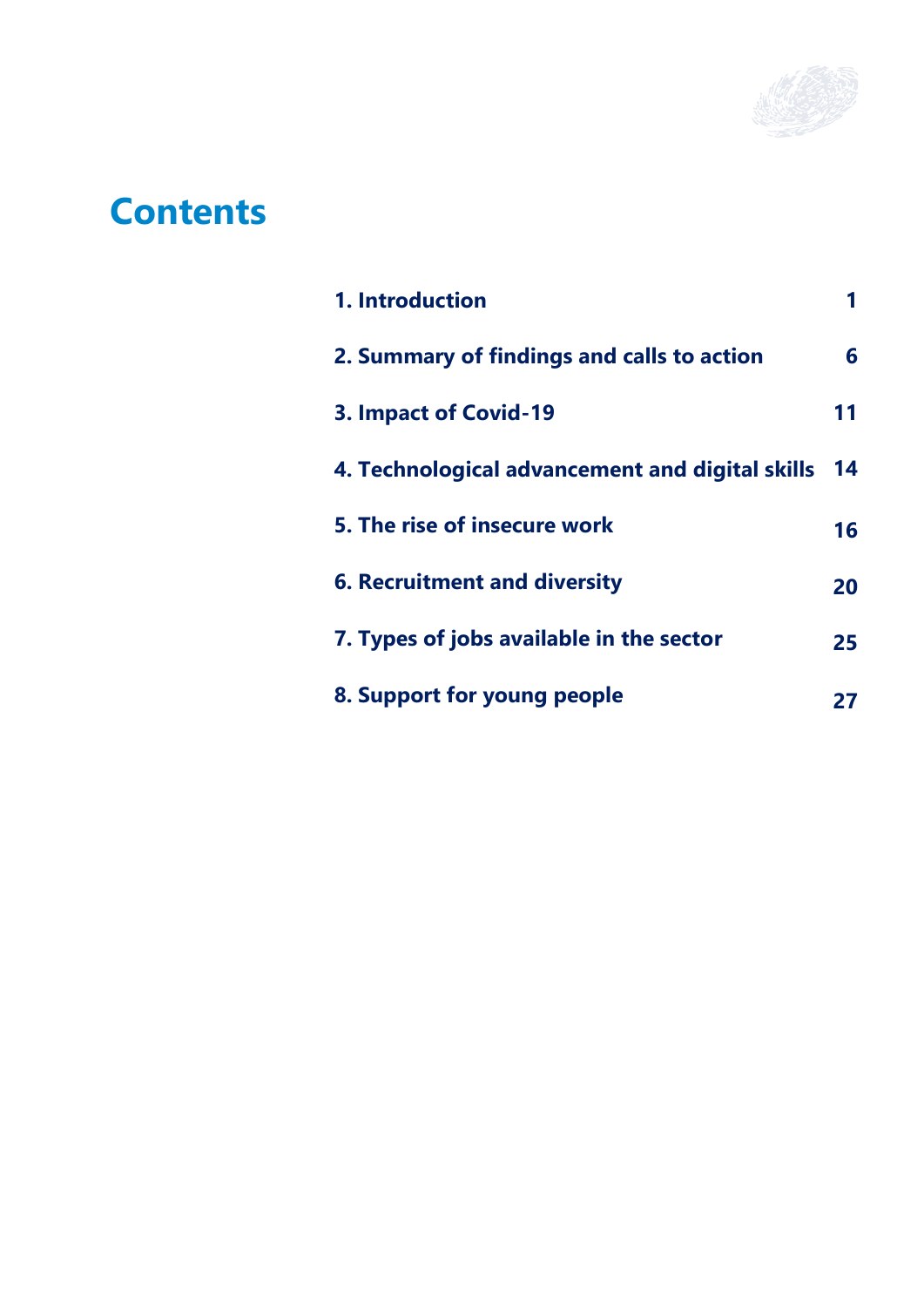# Contents

| | |
|---|---|
| **1. Introduction** | **1** |
| **2. Summary of findings and calls to action** | **6** |
| **3. Impact of Covid-19** | **11** |
| **4. Technological advancement and digital skills** | **14** |
| **5. The rise of insecure work** | **16** |
| **6. Recruitment and diversity** | **20** |
| **7. Types of jobs available in the sector** | **25** |
| **8. Support for young people** | **27** |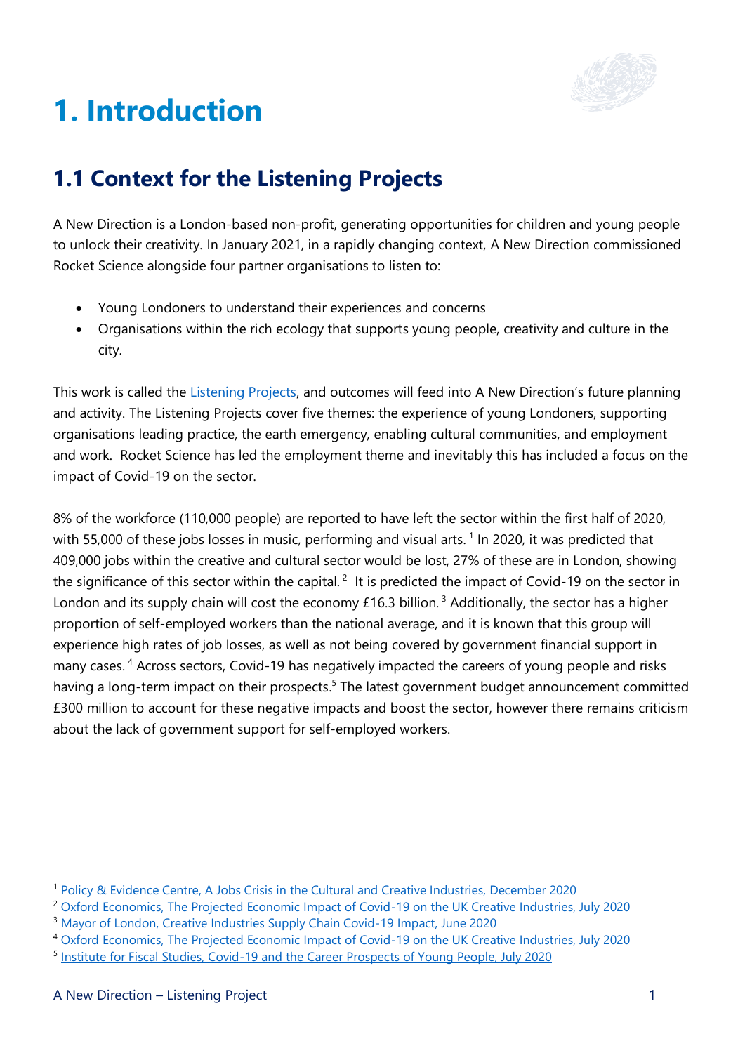# 1. Introduction

## 1.1 Context for the Listening Projects

A New Direction is a London-based non-profit, generating opportunities for children and young people to unlock their creativity. In January 2021, in a rapidly changing context, A New Direction commissioned Rocket Science alongside four partner organisations to listen to:

- Young Londoners to understand their experiences and concerns
- Organisations within the rich ecology that supports young people, creativity and culture in the city.

This work is called the Listening Projects, and outcomes will feed into A New Direction's future planning and activity. The Listening Projects cover five themes: the experience of young Londoners, supporting organisations leading practice, the earth emergency, enabling cultural communities, and employment and work. Rocket Science has led the employment theme and inevitably this has included a focus on the impact of Covid-19 on the sector.

8% of the workforce (110,000 people) are reported to have left the sector within the first half of 2020, with 55,000 of these jobs losses in music, performing and visual arts. [1] In 2020, it was predicted that 409,000 jobs within the creative and cultural sector would be lost, 27% of these are in London, showing the significance of this sector within the capital. [2] It is predicted the impact of Covid-19 on the sector in London and its supply chain will cost the economy £16.3 billion. [3] Additionally, the sector has a higher proportion of self-employed workers than the national average, and it is known that this group will experience high rates of job losses, as well as not being covered by government financial support in many cases. [4] Across sectors, Covid-19 has negatively impacted the careers of young people and risks having a long-term impact on their prospects.[5] The latest government budget announcement committed £300 million to account for these negative impacts and boost the sector, however there remains criticism about the lack of government support for self-employed workers.

---

[1] Policy & Evidence Centre, A Jobs Crisis in the Cultural and Creative Industries, December 2020

[2] Oxford Economics, The Projected Economic Impact of Covid-19 on the UK Creative Industries, July 2020

[3] Mayor of London, Creative Industries Supply Chain Covid-19 Impact, June 2020

[4] Oxford Economics, The Projected Economic Impact of Covid-19 on the UK Creative Industries, July 2020

[5] Institute for Fiscal Studies, Covid-19 and the Career Prospects of Young People, July 2020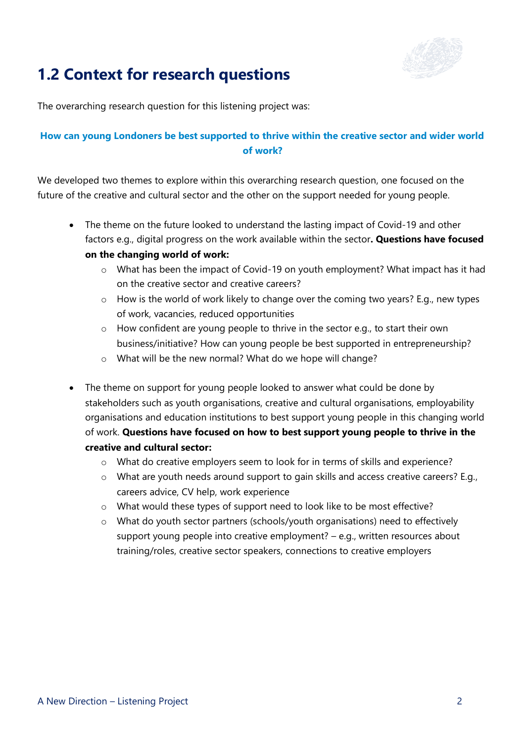## 1.2 Context for research questions

The overarching research question for this listening project was:

**How can young Londoners be best supported to thrive within the creative sector and wider world of work?**

We developed two themes to explore within this overarching research question, one focused on the future of the creative and cultural sector and the other on the support needed for young people.

- The theme on the future looked to understand the lasting impact of Covid-19 and other factors e.g., digital progress on the work available within the sector**. Questions have focused on the changing world of work:**
  - What has been the impact of Covid-19 on youth employment? What impact has it had on the creative sector and creative careers?
  - How is the world of work likely to change over the coming two years? E.g., new types of work, vacancies, reduced opportunities
  - How confident are young people to thrive in the sector e.g., to start their own business/initiative? How can young people be best supported in entrepreneurship?
  - What will be the new normal? What do we hope will change?

- The theme on support for young people looked to answer what could be done by stakeholders such as youth organisations, creative and cultural organisations, employability organisations and education institutions to best support young people in this changing world of work. **Questions have focused on how to best support young people to thrive in the creative and cultural sector:**
  - What do creative employers seem to look for in terms of skills and experience?
  - What are youth needs around support to gain skills and access creative careers? E.g., careers advice, CV help, work experience
  - What would these types of support need to look like to be most effective?
  - What do youth sector partners (schools/youth organisations) need to effectively support young people into creative employment? – e.g., written resources about training/roles, creative sector speakers, connections to creative employers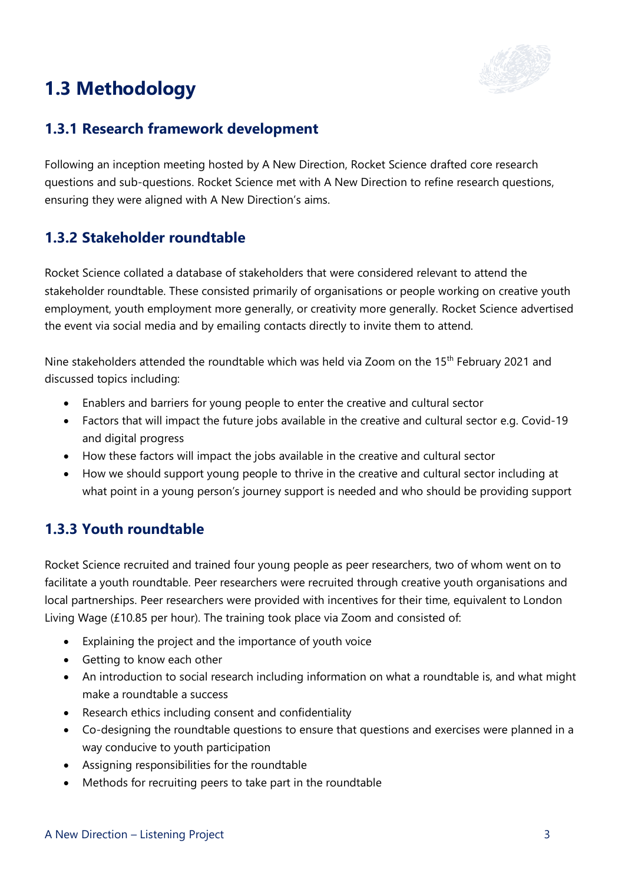## 1.3 Methodology

### 1.3.1 Research framework development

Following an inception meeting hosted by A New Direction, Rocket Science drafted core research questions and sub-questions. Rocket Science met with A New Direction to refine research questions, ensuring they were aligned with A New Direction's aims.

### 1.3.2 Stakeholder roundtable

Rocket Science collated a database of stakeholders that were considered relevant to attend the stakeholder roundtable. These consisted primarily of organisations or people working on creative youth employment, youth employment more generally, or creativity more generally. Rocket Science advertised the event via social media and by emailing contacts directly to invite them to attend.

Nine stakeholders attended the roundtable which was held via Zoom on the 15th February 2021 and discussed topics including:

- Enablers and barriers for young people to enter the creative and cultural sector
- Factors that will impact the future jobs available in the creative and cultural sector e.g. Covid-19 and digital progress
- How these factors will impact the jobs available in the creative and cultural sector
- How we should support young people to thrive in the creative and cultural sector including at what point in a young person's journey support is needed and who should be providing support

### 1.3.3 Youth roundtable

Rocket Science recruited and trained four young people as peer researchers, two of whom went on to facilitate a youth roundtable. Peer researchers were recruited through creative youth organisations and local partnerships. Peer researchers were provided with incentives for their time, equivalent to London Living Wage (£10.85 per hour). The training took place via Zoom and consisted of:

- Explaining the project and the importance of youth voice
- Getting to know each other
- An introduction to social research including information on what a roundtable is, and what might make a roundtable a success
- Research ethics including consent and confidentiality
- Co-designing the roundtable questions to ensure that questions and exercises were planned in a way conducive to youth participation
- Assigning responsibilities for the roundtable
- Methods for recruiting peers to take part in the roundtable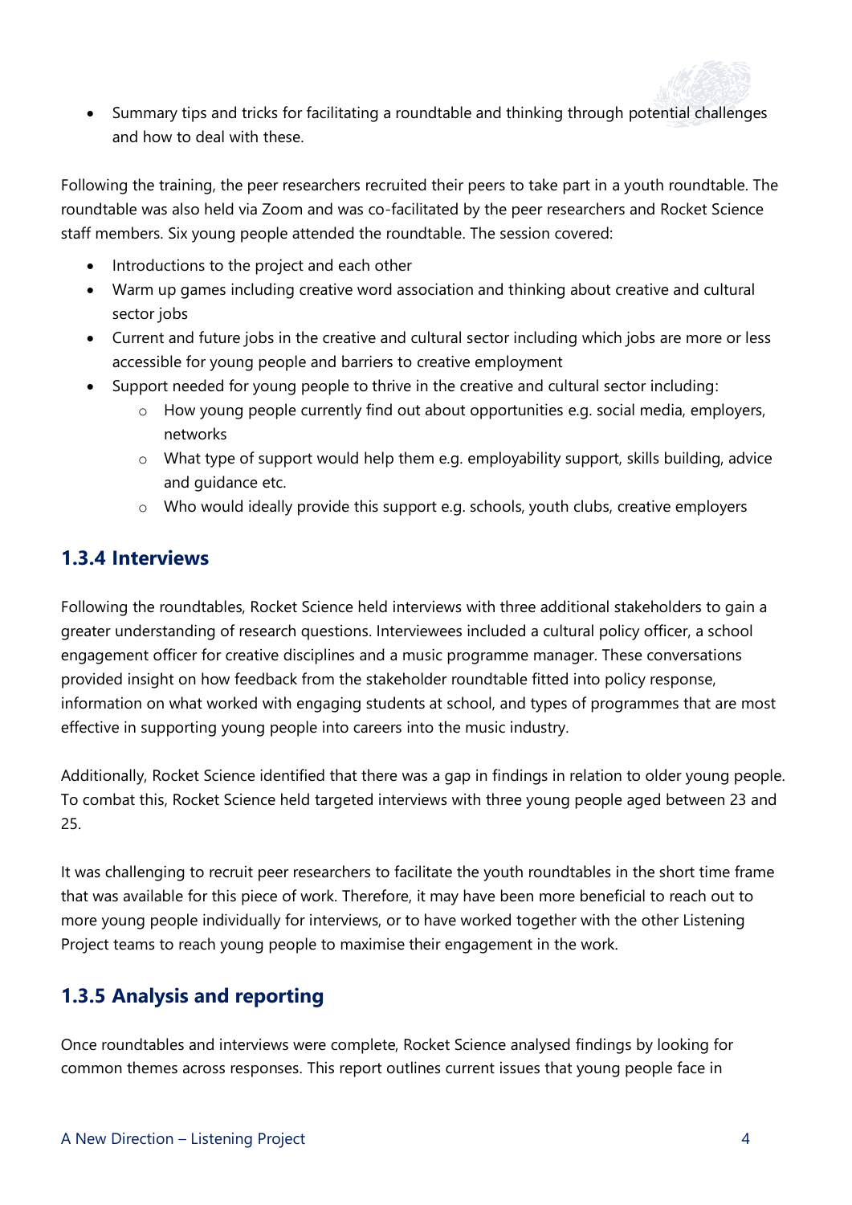- Summary tips and tricks for facilitating a roundtable and thinking through potential challenges and how to deal with these.

Following the training, the peer researchers recruited their peers to take part in a youth roundtable. The roundtable was also held via Zoom and was co-facilitated by the peer researchers and Rocket Science staff members. Six young people attended the roundtable. The session covered:

- Introductions to the project and each other
- Warm up games including creative word association and thinking about creative and cultural sector jobs
- Current and future jobs in the creative and cultural sector including which jobs are more or less accessible for young people and barriers to creative employment
- Support needed for young people to thrive in the creative and cultural sector including:
  - How young people currently find out about opportunities e.g. social media, employers, networks
  - What type of support would help them e.g. employability support, skills building, advice and guidance etc.
  - Who would ideally provide this support e.g. schools, youth clubs, creative employers

### 1.3.4 Interviews

Following the roundtables, Rocket Science held interviews with three additional stakeholders to gain a greater understanding of research questions. Interviewees included a cultural policy officer, a school engagement officer for creative disciplines and a music programme manager. These conversations provided insight on how feedback from the stakeholder roundtable fitted into policy response, information on what worked with engaging students at school, and types of programmes that are most effective in supporting young people into careers into the music industry.

Additionally, Rocket Science identified that there was a gap in findings in relation to older young people. To combat this, Rocket Science held targeted interviews with three young people aged between 23 and 25.

It was challenging to recruit peer researchers to facilitate the youth roundtables in the short time frame that was available for this piece of work. Therefore, it may have been more beneficial to reach out to more young people individually for interviews, or to have worked together with the other Listening Project teams to reach young people to maximise their engagement in the work.

### 1.3.5 Analysis and reporting

Once roundtables and interviews were complete, Rocket Science analysed findings by looking for common themes across responses. This report outlines current issues that young people face in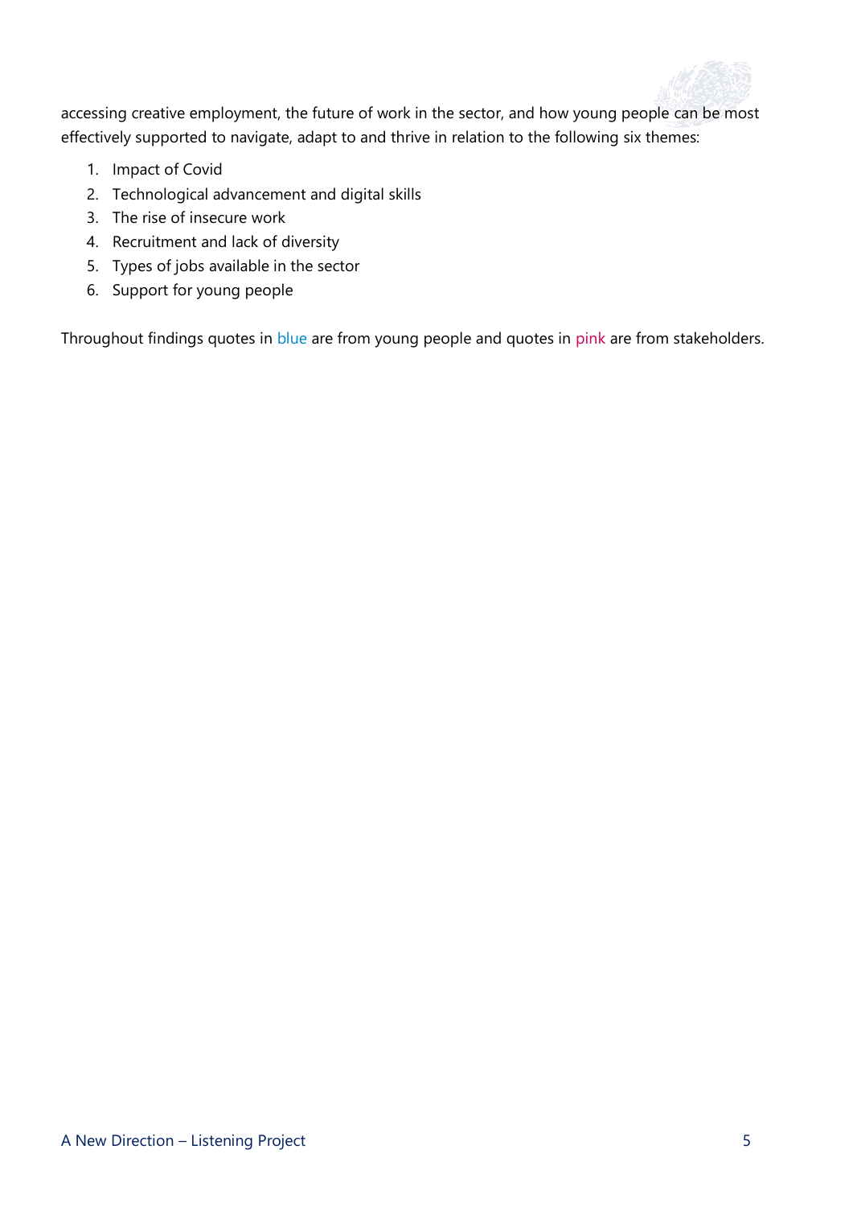accessing creative employment, the future of work in the sector, and how young people can be most effectively supported to navigate, adapt to and thrive in relation to the following six themes:

1. Impact of Covid
2. Technological advancement and digital skills
3. The rise of insecure work
4. Recruitment and lack of diversity
5. Types of jobs available in the sector
6. Support for young people

Throughout findings quotes in blue are from young people and quotes in pink are from stakeholders.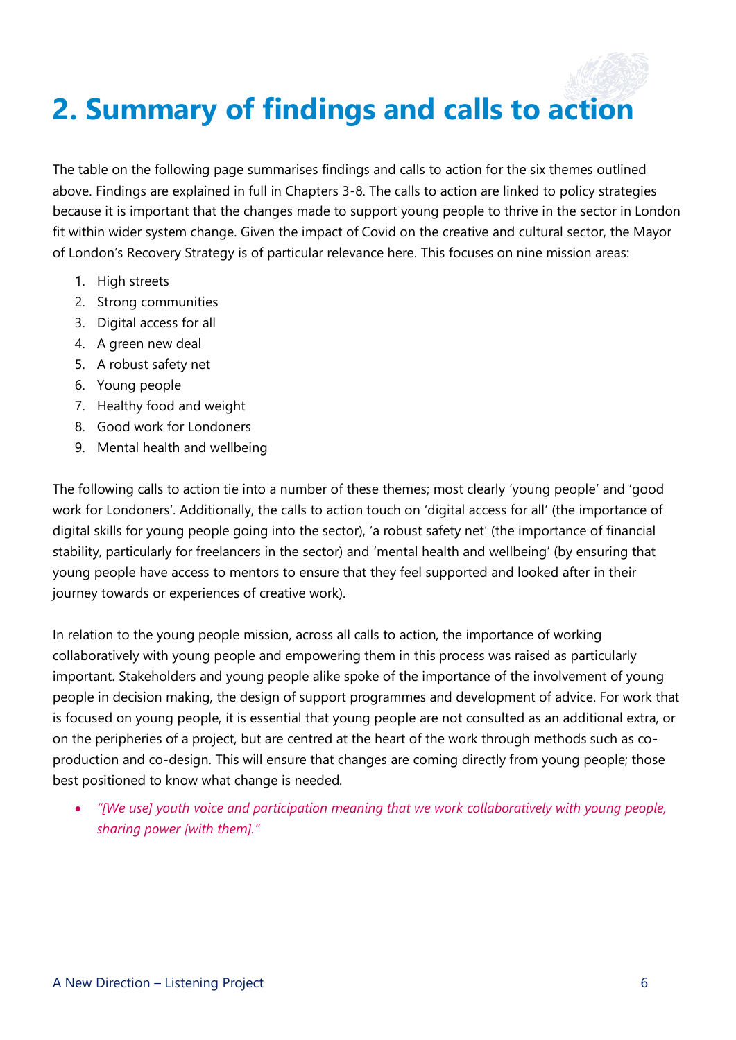# 2. Summary of findings and calls to action

The table on the following page summarises findings and calls to action for the six themes outlined above. Findings are explained in full in Chapters 3-8. The calls to action are linked to policy strategies because it is important that the changes made to support young people to thrive in the sector in London fit within wider system change. Given the impact of Covid on the creative and cultural sector, the Mayor of London's Recovery Strategy is of particular relevance here. This focuses on nine mission areas:

1. High streets
2. Strong communities
3. Digital access for all
4. A green new deal
5. A robust safety net
6. Young people
7. Healthy food and weight
8. Good work for Londoners
9. Mental health and wellbeing

The following calls to action tie into a number of these themes; most clearly 'young people' and 'good work for Londoners'. Additionally, the calls to action touch on 'digital access for all' (the importance of digital skills for young people going into the sector), 'a robust safety net' (the importance of financial stability, particularly for freelancers in the sector) and 'mental health and wellbeing' (by ensuring that young people have access to mentors to ensure that they feel supported and looked after in their journey towards or experiences of creative work).

In relation to the young people mission, across all calls to action, the importance of working collaboratively with young people and empowering them in this process was raised as particularly important. Stakeholders and young people alike spoke of the importance of the involvement of young people in decision making, the design of support programmes and development of advice. For work that is focused on young people, it is essential that young people are not consulted as an additional extra, or on the peripheries of a project, but are centred at the heart of the work through methods such as co-production and co-design. This will ensure that changes are coming directly from young people; those best positioned to know what change is needed.

- *"[We use] youth voice and participation meaning that we work collaboratively with young people, sharing power [with them]."*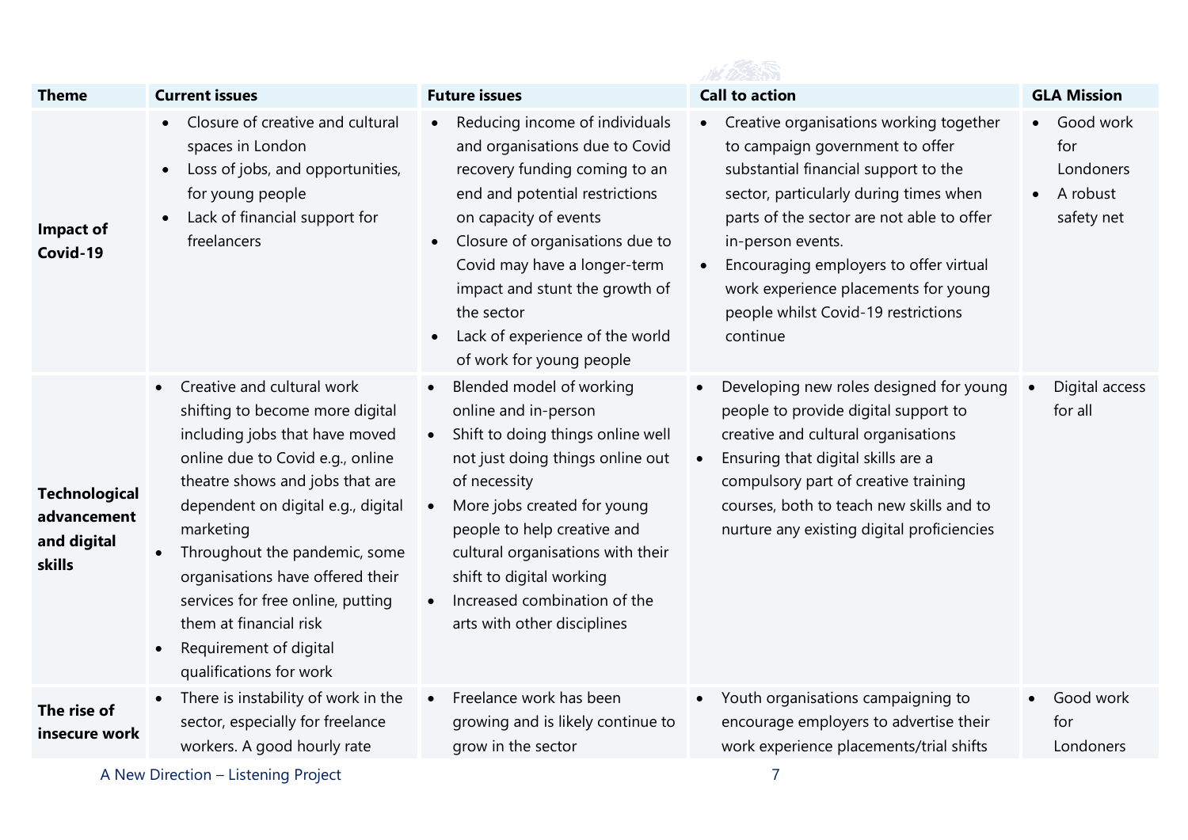| Theme | Current issues | Future issues | Call to action | GLA Mission |
|---|---|---|---|---|
| **Impact of Covid-19** | • Closure of creative and cultural spaces in London<br>• Loss of jobs, and opportunities, for young people<br>• Lack of financial support for freelancers | • Reducing income of individuals and organisations due to Covid recovery funding coming to an end and potential restrictions on capacity of events<br>• Closure of organisations due to Covid may have a longer-term impact and stunt the growth of the sector<br>• Lack of experience of the world of work for young people | • Creative organisations working together to campaign government to offer substantial financial support to the sector, particularly during times when parts of the sector are not able to offer in-person events.<br>• Encouraging employers to offer virtual work experience placements for young people whilst Covid-19 restrictions continue | • Good work for Londoners<br>• A robust safety net |
| **Technological advancement and digital skills** | • Creative and cultural work shifting to become more digital including jobs that have moved online due to Covid e.g., online theatre shows and jobs that are dependent on digital e.g., digital marketing<br>• Throughout the pandemic, some organisations have offered their services for free online, putting them at financial risk<br>• Requirement of digital qualifications for work | • Blended model of working online and in-person<br>• Shift to doing things online well not just doing things online out of necessity<br>• More jobs created for young people to help creative and cultural organisations with their shift to digital working<br>• Increased combination of the arts with other disciplines | • Developing new roles designed for young people to provide digital support to creative and cultural organisations<br>• Ensuring that digital skills are a compulsory part of creative training courses, both to teach new skills and to nurture any existing digital proficiencies | • Digital access for all |
| **The rise of insecure work** | • There is instability of work in the sector, especially for freelance workers. A good hourly rate | • Freelance work has been growing and is likely continue to grow in the sector | • Youth organisations campaigning to encourage employers to advertise their work experience placements/trial shifts | • Good work for Londoners |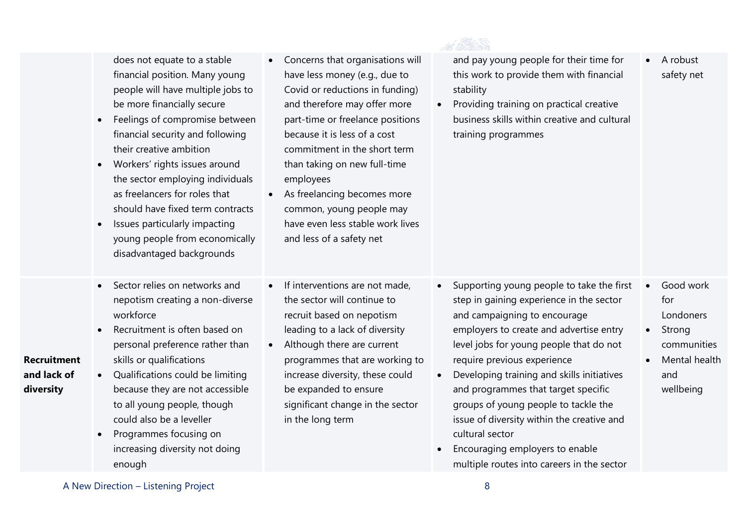| | | | | |
|---|---|---|---|---|
| | does not equate to a stable financial position. Many young people will have multiple jobs to be more financially secure<br>• Feelings of compromise between financial security and following their creative ambition<br>• Workers' rights issues around the sector employing individuals as freelancers for roles that should have fixed term contracts<br>• Issues particularly impacting young people from economically disadvantaged backgrounds | • Concerns that organisations will have less money (e.g., due to Covid or reductions in funding) and therefore may offer more part-time or freelance positions because it is less of a cost commitment in the short term than taking on new full-time employees<br>• As freelancing becomes more common, young people may have even less stable work lives and less of a safety net | and pay young people for their time for this work to provide them with financial stability<br>• Providing training on practical creative business skills within creative and cultural training programmes | • A robust safety net |
| **Recruitment and lack of diversity** | • Sector relies on networks and nepotism creating a non-diverse workforce<br>• Recruitment is often based on personal preference rather than skills or qualifications<br>• Qualifications could be limiting because they are not accessible to all young people, though could also be a leveller<br>• Programmes focusing on increasing diversity not doing enough | • If interventions are not made, the sector will continue to recruit based on nepotism leading to a lack of diversity<br>• Although there are current programmes that are working to increase diversity, these could be expanded to ensure significant change in the sector in the long term | • Supporting young people to take the first step in gaining experience in the sector and campaigning to encourage employers to create and advertise entry level jobs for young people that do not require previous experience<br>• Developing training and skills initiatives and programmes that target specific groups of young people to tackle the issue of diversity within the creative and cultural sector<br>• Encouraging employers to enable multiple routes into careers in the sector | • Good work for Londoners<br>• Strong communities<br>• Mental health and wellbeing |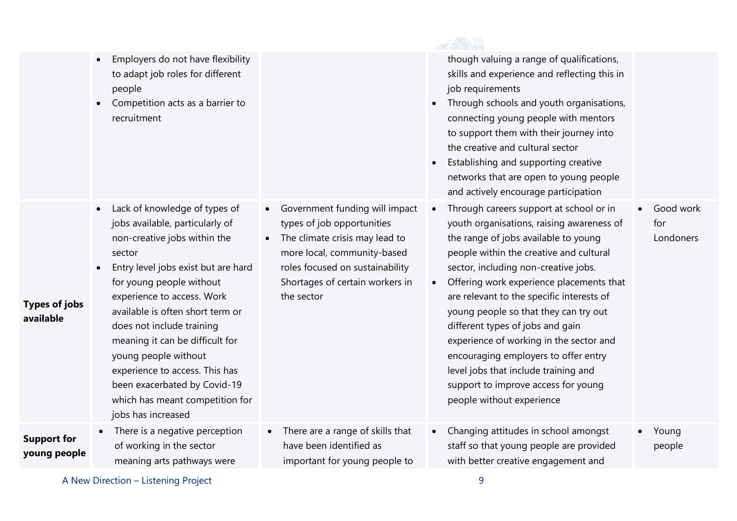| | | | | |
|---|---|---|---|---|
| | • Employers do not have flexibility to adapt job roles for different people<br>• Competition acts as a barrier to recruitment | | though valuing a range of qualifications, skills and experience and reflecting this in job requirements<br>• Through schools and youth organisations, connecting young people with mentors to support them with their journey into the creative and cultural sector<br>• Establishing and supporting creative networks that are open to young people and actively encourage participation | |
| **Types of jobs available** | • Lack of knowledge of types of jobs available, particularly of non-creative jobs within the sector<br>• Entry level jobs exist but are hard for young people without experience to access. Work available is often short term or does not include training meaning it can be difficult for young people without experience to access. This has been exacerbated by Covid-19 which has meant competition for jobs has increased | • Government funding will impact types of job opportunities<br>• The climate crisis may lead to more local, community-based roles focused on sustainability Shortages of certain workers in the sector | • Through careers support at school or in youth organisations, raising awareness of the range of jobs available to young people within the creative and cultural sector, including non-creative jobs.<br>• Offering work experience placements that are relevant to the specific interests of young people so that they can try out different types of jobs and gain experience of working in the sector and encouraging employers to offer entry level jobs that include training and support to improve access for young people without experience | • Good work for Londoners |
| **Support for young people** | • There is a negative perception of working in the sector meaning arts pathways were | • There are a range of skills that have been identified as important for young people to | • Changing attitudes in school amongst staff so that young people are provided with better creative engagement and | • Young people |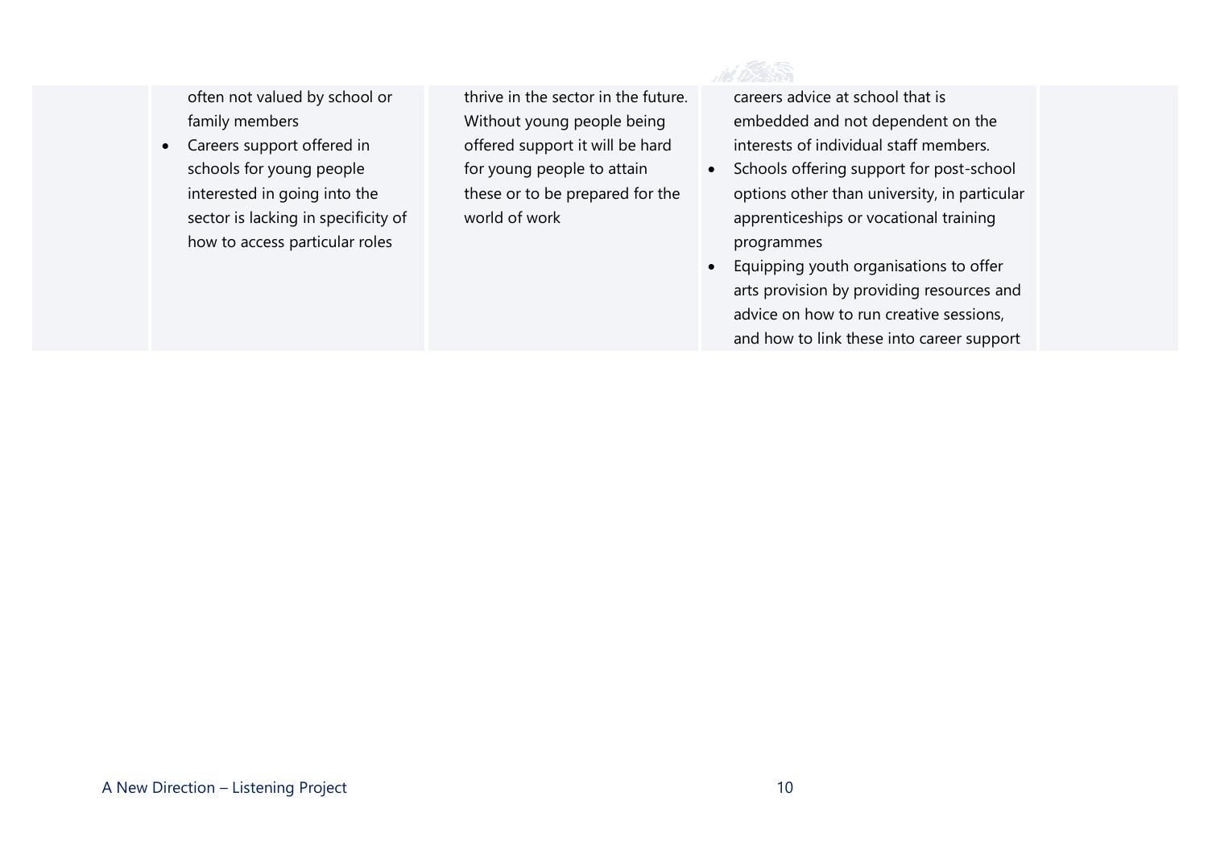| | | | | |
|---|---|---|---|---|
| | often not valued by school or family members<br>• Careers support offered in schools for young people interested in going into the sector is lacking in specificity of how to access particular roles | thrive in the sector in the future. Without young people being offered support it will be hard for young people to attain these or to be prepared for the world of work | careers advice at school that is embedded and not dependent on the interests of individual staff members.<br>• Schools offering support for post-school options other than university, in particular apprenticeships or vocational training programmes<br>• Equipping youth organisations to offer arts provision by providing resources and advice on how to run creative sessions, and how to link these into career support | |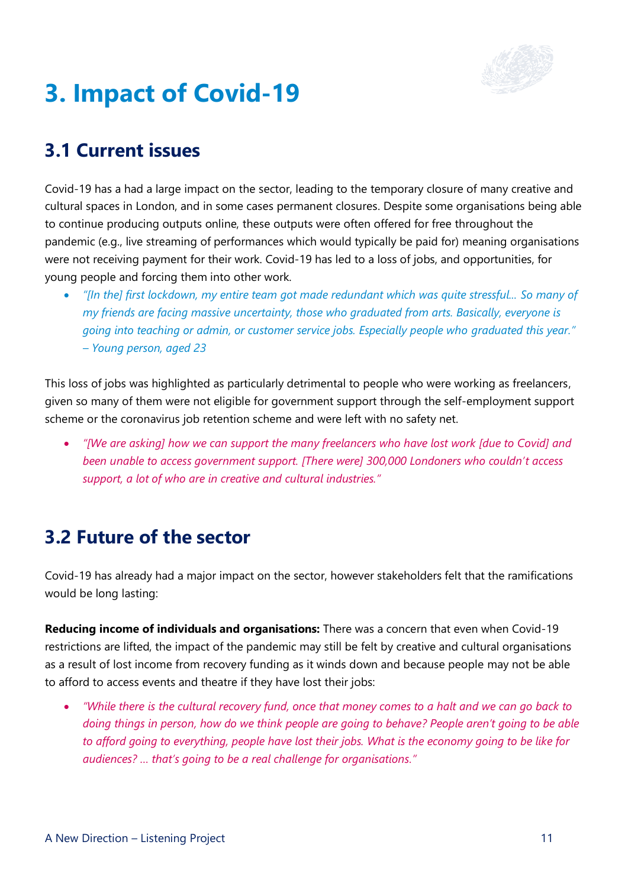# 3. Impact of Covid-19

## 3.1 Current issues

Covid-19 has a had a large impact on the sector, leading to the temporary closure of many creative and cultural spaces in London, and in some cases permanent closures. Despite some organisations being able to continue producing outputs online, these outputs were often offered for free throughout the pandemic (e.g., live streaming of performances which would typically be paid for) meaning organisations were not receiving payment for their work. Covid-19 has led to a loss of jobs, and opportunities, for young people and forcing them into other work.

- *"[In the] first lockdown, my entire team got made redundant which was quite stressful... So many of my friends are facing massive uncertainty, those who graduated from arts. Basically, everyone is going into teaching or admin, or customer service jobs. Especially people who graduated this year." – Young person, aged 23*

This loss of jobs was highlighted as particularly detrimental to people who were working as freelancers, given so many of them were not eligible for government support through the self-employment support scheme or the coronavirus job retention scheme and were left with no safety net.

- *"[We are asking] how we can support the many freelancers who have lost work [due to Covid] and been unable to access government support. [There were] 300,000 Londoners who couldn't access support, a lot of who are in creative and cultural industries."*

## 3.2 Future of the sector

Covid-19 has already had a major impact on the sector, however stakeholders felt that the ramifications would be long lasting:

**Reducing income of individuals and organisations:** There was a concern that even when Covid-19 restrictions are lifted, the impact of the pandemic may still be felt by creative and cultural organisations as a result of lost income from recovery funding as it winds down and because people may not be able to afford to access events and theatre if they have lost their jobs:

- *"While there is the cultural recovery fund, once that money comes to a halt and we can go back to doing things in person, how do we think people are going to behave? People aren't going to be able to afford going to everything, people have lost their jobs. What is the economy going to be like for audiences? ... that's going to be a real challenge for organisations."*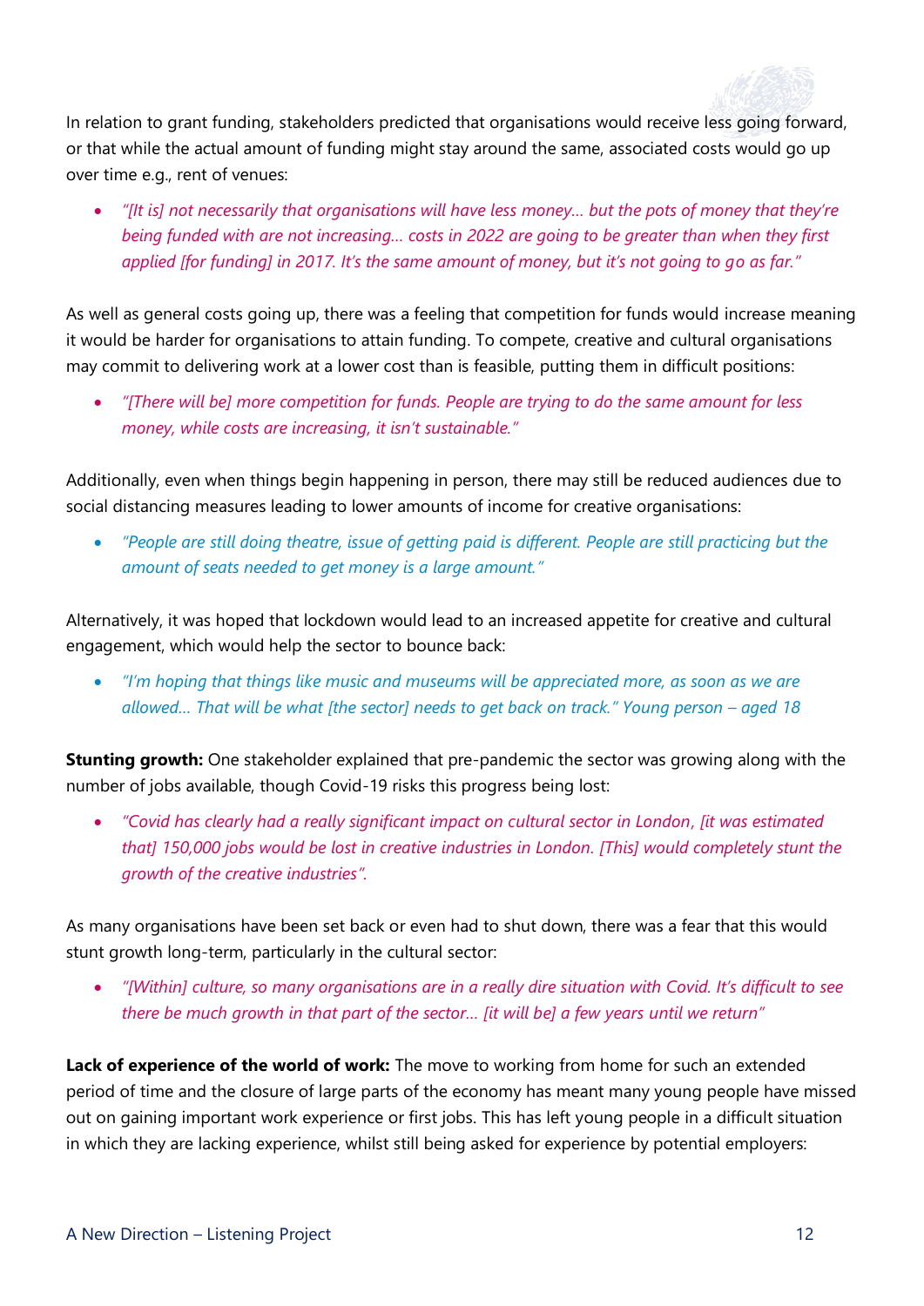In relation to grant funding, stakeholders predicted that organisations would receive less going forward, or that while the actual amount of funding might stay around the same, associated costs would go up over time e.g., rent of venues:

- *"[It is] not necessarily that organisations will have less money… but the pots of money that they're being funded with are not increasing… costs in 2022 are going to be greater than when they first applied [for funding] in 2017. It's the same amount of money, but it's not going to go as far."*

As well as general costs going up, there was a feeling that competition for funds would increase meaning it would be harder for organisations to attain funding. To compete, creative and cultural organisations may commit to delivering work at a lower cost than is feasible, putting them in difficult positions:

- *"[There will be] more competition for funds. People are trying to do the same amount for less money, while costs are increasing, it isn't sustainable."*

Additionally, even when things begin happening in person, there may still be reduced audiences due to social distancing measures leading to lower amounts of income for creative organisations:

- *"People are still doing theatre, issue of getting paid is different. People are still practicing but the amount of seats needed to get money is a large amount."*

Alternatively, it was hoped that lockdown would lead to an increased appetite for creative and cultural engagement, which would help the sector to bounce back:

- *"I'm hoping that things like music and museums will be appreciated more, as soon as we are allowed… That will be what [the sector] needs to get back on track." Young person – aged 18*

**Stunting growth:** One stakeholder explained that pre-pandemic the sector was growing along with the number of jobs available, though Covid-19 risks this progress being lost:

- *"Covid has clearly had a really significant impact on cultural sector in London, [it was estimated that] 150,000 jobs would be lost in creative industries in London. [This] would completely stunt the growth of the creative industries".*

As many organisations have been set back or even had to shut down, there was a fear that this would stunt growth long-term, particularly in the cultural sector:

- *"[Within] culture, so many organisations are in a really dire situation with Covid. It's difficult to see there be much growth in that part of the sector… [it will be] a few years until we return"*

**Lack of experience of the world of work:** The move to working from home for such an extended period of time and the closure of large parts of the economy has meant many young people have missed out on gaining important work experience or first jobs. This has left young people in a difficult situation in which they are lacking experience, whilst still being asked for experience by potential employers: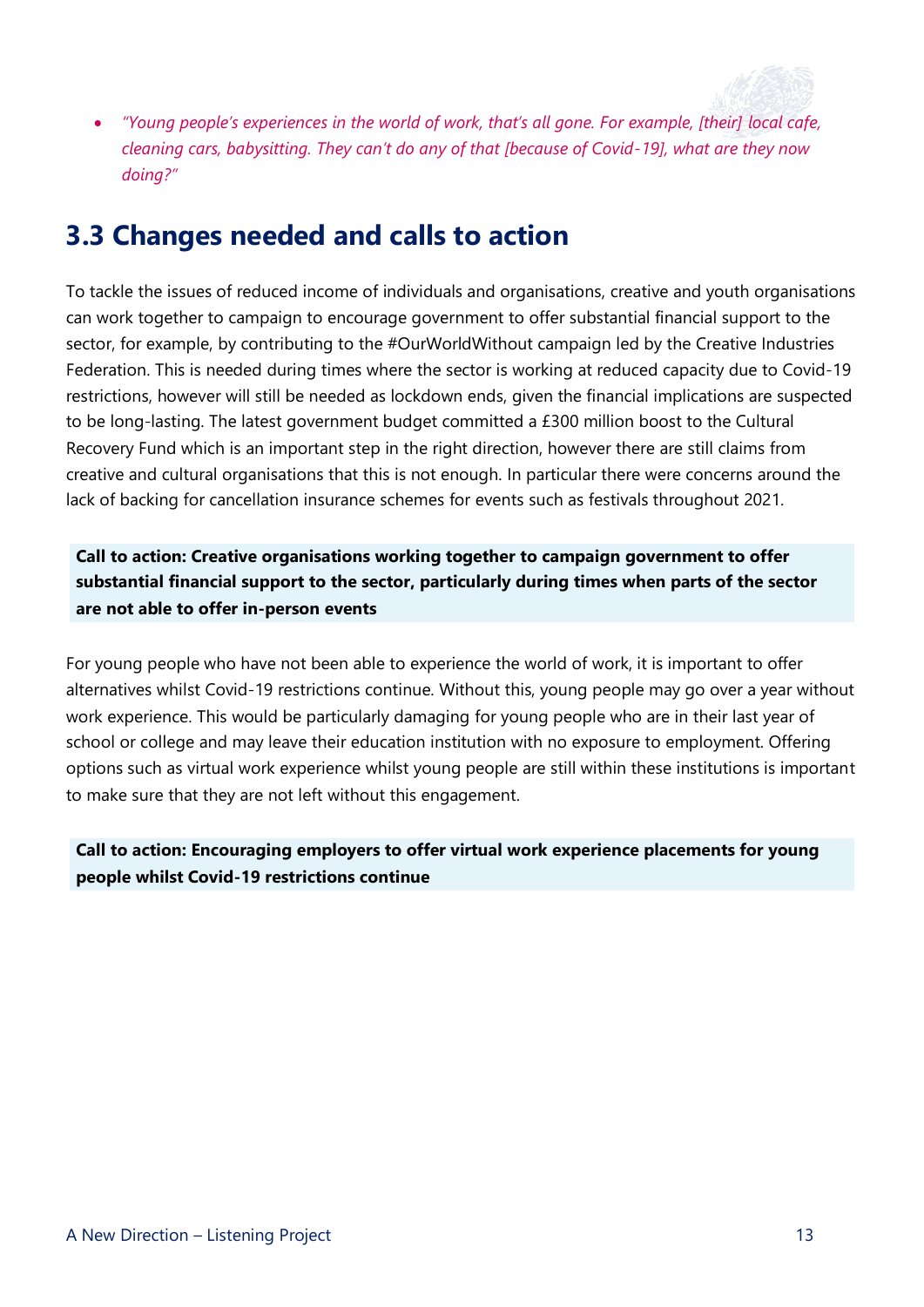- *"Young people's experiences in the world of work, that's all gone. For example, [their] local cafe, cleaning cars, babysitting. They can't do any of that [because of Covid-19], what are they now doing?"*

## 3.3 Changes needed and calls to action

To tackle the issues of reduced income of individuals and organisations, creative and youth organisations can work together to campaign to encourage government to offer substantial financial support to the sector, for example, by contributing to the #OurWorldWithout campaign led by the Creative Industries Federation. This is needed during times where the sector is working at reduced capacity due to Covid-19 restrictions, however will still be needed as lockdown ends, given the financial implications are suspected to be long-lasting. The latest government budget committed a £300 million boost to the Cultural Recovery Fund which is an important step in the right direction, however there are still claims from creative and cultural organisations that this is not enough. In particular there were concerns around the lack of backing for cancellation insurance schemes for events such as festivals throughout 2021.

**Call to action: Creative organisations working together to campaign government to offer substantial financial support to the sector, particularly during times when parts of the sector are not able to offer in-person events**

For young people who have not been able to experience the world of work, it is important to offer alternatives whilst Covid-19 restrictions continue. Without this, young people may go over a year without work experience. This would be particularly damaging for young people who are in their last year of school or college and may leave their education institution with no exposure to employment. Offering options such as virtual work experience whilst young people are still within these institutions is important to make sure that they are not left without this engagement.

**Call to action: Encouraging employers to offer virtual work experience placements for young people whilst Covid-19 restrictions continue**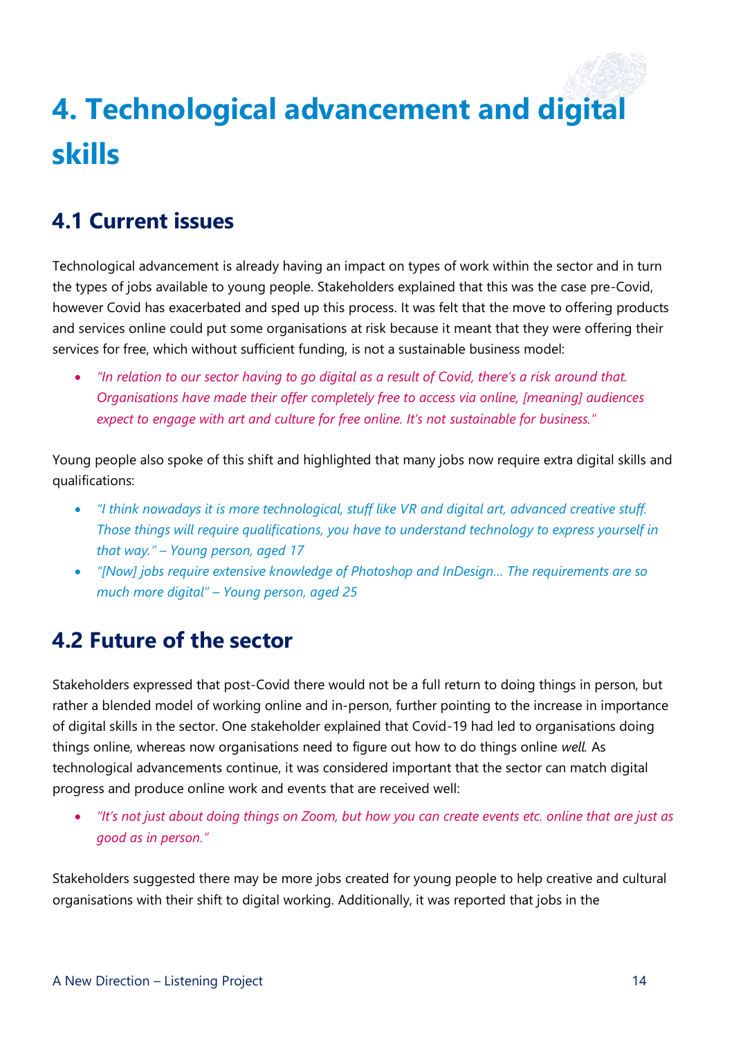# 4. Technological advancement and digital skills

## 4.1 Current issues

Technological advancement is already having an impact on types of work within the sector and in turn the types of jobs available to young people. Stakeholders explained that this was the case pre-Covid, however Covid has exacerbated and sped up this process. It was felt that the move to offering products and services online could put some organisations at risk because it meant that they were offering their services for free, which without sufficient funding, is not a sustainable business model:

- *"In relation to our sector having to go digital as a result of Covid, there's a risk around that. Organisations have made their offer completely free to access via online, [meaning] audiences expect to engage with art and culture for free online. It's not sustainable for business."*

Young people also spoke of this shift and highlighted that many jobs now require extra digital skills and qualifications:

- *"I think nowadays it is more technological, stuff like VR and digital art, advanced creative stuff. Those things will require qualifications, you have to understand technology to express yourself in that way." – Young person, aged 17*
- *"[Now] jobs require extensive knowledge of Photoshop and InDesign… The requirements are so much more digital" – Young person, aged 25*

## 4.2 Future of the sector

Stakeholders expressed that post-Covid there would not be a full return to doing things in person, but rather a blended model of working online and in-person, further pointing to the increase in importance of digital skills in the sector. One stakeholder explained that Covid-19 had led to organisations doing things online, whereas now organisations need to figure out how to do things online *well*. As technological advancements continue, it was considered important that the sector can match digital progress and produce online work and events that are received well:

- *"It's not just about doing things on Zoom, but how you can create events etc. online that are just as good as in person."*

Stakeholders suggested there may be more jobs created for young people to help creative and cultural organisations with their shift to digital working. Additionally, it was reported that jobs in the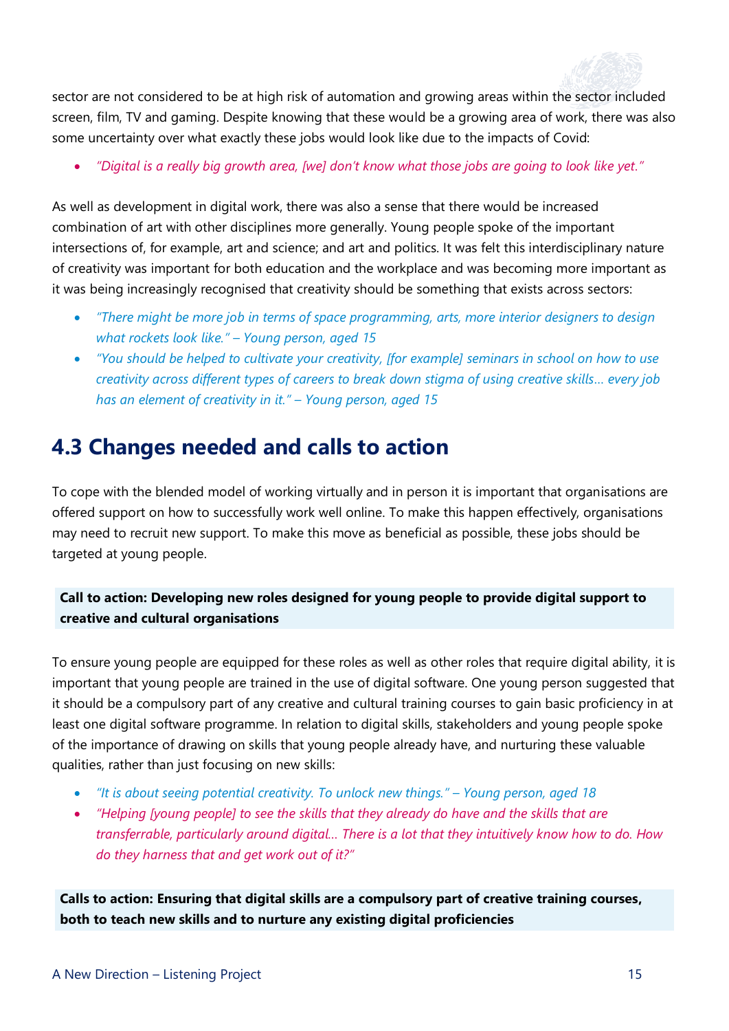sector are not considered to be at high risk of automation and growing areas within the sector included screen, film, TV and gaming. Despite knowing that these would be a growing area of work, there was also some uncertainty over what exactly these jobs would look like due to the impacts of Covid:

- *"Digital is a really big growth area, [we] don't know what those jobs are going to look like yet."*

As well as development in digital work, there was also a sense that there would be increased combination of art with other disciplines more generally. Young people spoke of the important intersections of, for example, art and science; and art and politics. It was felt this interdisciplinary nature of creativity was important for both education and the workplace and was becoming more important as it was being increasingly recognised that creativity should be something that exists across sectors:

- *"There might be more job in terms of space programming, arts, more interior designers to design what rockets look like." – Young person, aged 15*
- *"You should be helped to cultivate your creativity, [for example] seminars in school on how to use creativity across different types of careers to break down stigma of using creative skills… every job has an element of creativity in it." – Young person, aged 15*

## 4.3 Changes needed and calls to action

To cope with the blended model of working virtually and in person it is important that organisations are offered support on how to successfully work well online. To make this happen effectively, organisations may need to recruit new support. To make this move as beneficial as possible, these jobs should be targeted at young people.

**Call to action: Developing new roles designed for young people to provide digital support to creative and cultural organisations**

To ensure young people are equipped for these roles as well as other roles that require digital ability, it is important that young people are trained in the use of digital software. One young person suggested that it should be a compulsory part of any creative and cultural training courses to gain basic proficiency in at least one digital software programme. In relation to digital skills, stakeholders and young people spoke of the importance of drawing on skills that young people already have, and nurturing these valuable qualities, rather than just focusing on new skills:

- *"It is about seeing potential creativity. To unlock new things." – Young person, aged 18*
- *"Helping [young people] to see the skills that they already do have and the skills that are transferrable, particularly around digital… There is a lot that they intuitively know how to do. How do they harness that and get work out of it?"*

**Calls to action: Ensuring that digital skills are a compulsory part of creative training courses, both to teach new skills and to nurture any existing digital proficiencies**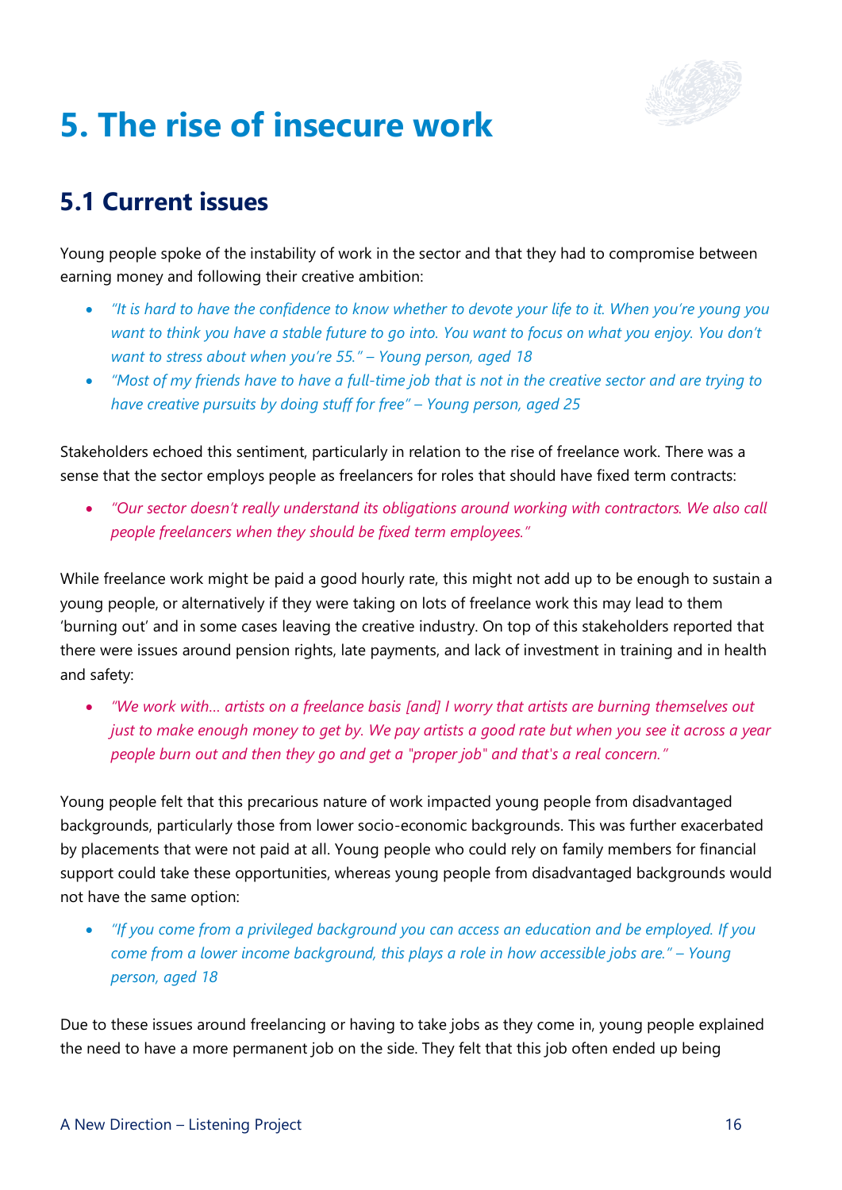# 5. The rise of insecure work

## 5.1 Current issues

Young people spoke of the instability of work in the sector and that they had to compromise between earning money and following their creative ambition:

- *"It is hard to have the confidence to know whether to devote your life to it. When you're young you want to think you have a stable future to go into. You want to focus on what you enjoy. You don't want to stress about when you're 55." – Young person, aged 18*
- *"Most of my friends have to have a full-time job that is not in the creative sector and are trying to have creative pursuits by doing stuff for free" – Young person, aged 25*

Stakeholders echoed this sentiment, particularly in relation to the rise of freelance work. There was a sense that the sector employs people as freelancers for roles that should have fixed term contracts:

- *"Our sector doesn't really understand its obligations around working with contractors. We also call people freelancers when they should be fixed term employees."*

While freelance work might be paid a good hourly rate, this might not add up to be enough to sustain a young people, or alternatively if they were taking on lots of freelance work this may lead to them 'burning out' and in some cases leaving the creative industry. On top of this stakeholders reported that there were issues around pension rights, late payments, and lack of investment in training and in health and safety:

- *"We work with… artists on a freelance basis [and] I worry that artists are burning themselves out just to make enough money to get by. We pay artists a good rate but when you see it across a year people burn out and then they go and get a "proper job" and that's a real concern."*

Young people felt that this precarious nature of work impacted young people from disadvantaged backgrounds, particularly those from lower socio-economic backgrounds. This was further exacerbated by placements that were not paid at all. Young people who could rely on family members for financial support could take these opportunities, whereas young people from disadvantaged backgrounds would not have the same option:

- *"If you come from a privileged background you can access an education and be employed. If you come from a lower income background, this plays a role in how accessible jobs are." – Young person, aged 18*

Due to these issues around freelancing or having to take jobs as they come in, young people explained the need to have a more permanent job on the side. They felt that this job often ended up being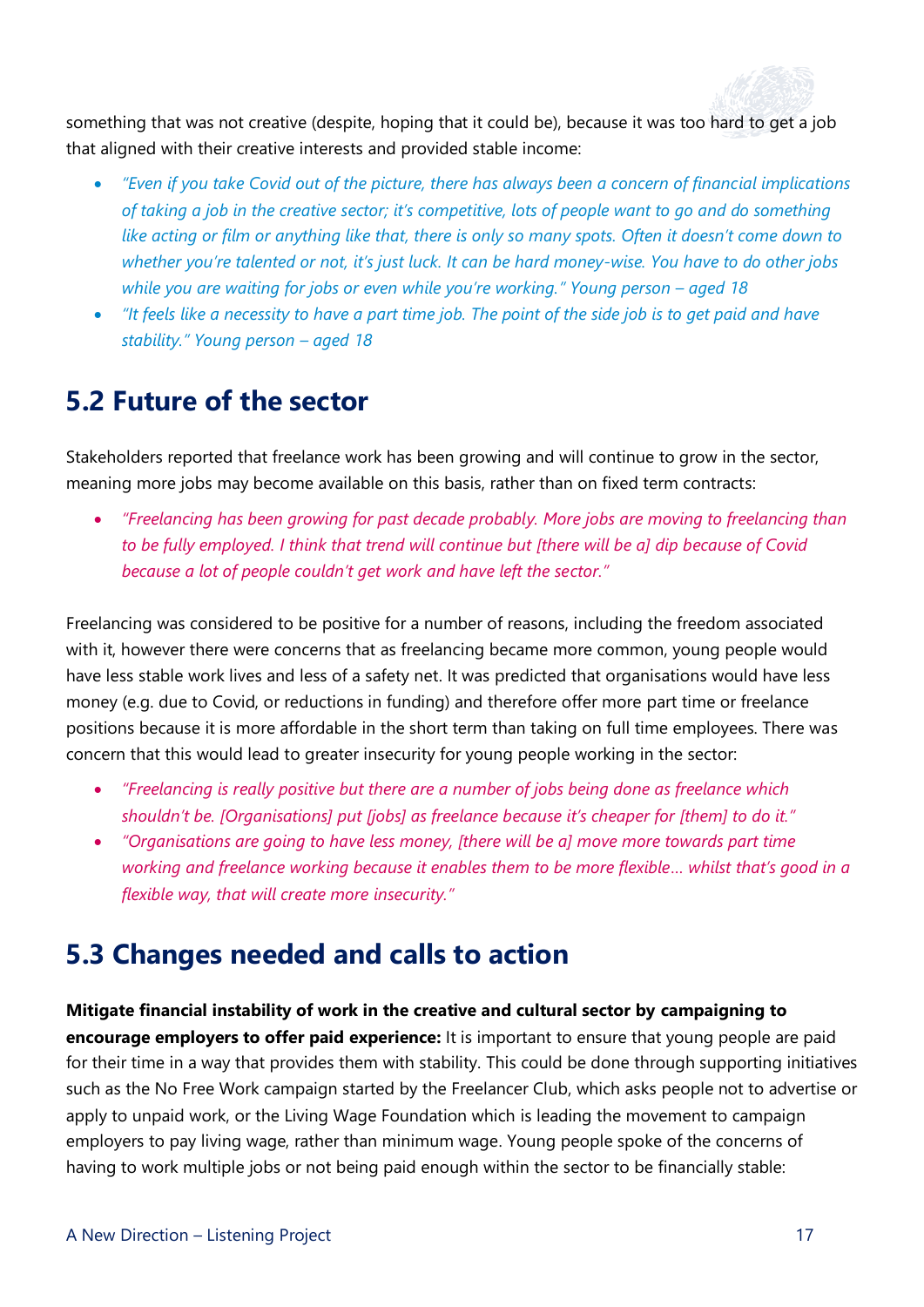something that was not creative (despite, hoping that it could be), because it was too hard to get a job that aligned with their creative interests and provided stable income:

- *"Even if you take Covid out of the picture, there has always been a concern of financial implications of taking a job in the creative sector; it's competitive, lots of people want to go and do something like acting or film or anything like that, there is only so many spots. Often it doesn't come down to whether you're talented or not, it's just luck. It can be hard money-wise. You have to do other jobs while you are waiting for jobs or even while you're working." Young person – aged 18*
- *"It feels like a necessity to have a part time job. The point of the side job is to get paid and have stability." Young person – aged 18*

## 5.2 Future of the sector

Stakeholders reported that freelance work has been growing and will continue to grow in the sector, meaning more jobs may become available on this basis, rather than on fixed term contracts:

- *"Freelancing has been growing for past decade probably. More jobs are moving to freelancing than to be fully employed. I think that trend will continue but [there will be a] dip because of Covid because a lot of people couldn't get work and have left the sector."*

Freelancing was considered to be positive for a number of reasons, including the freedom associated with it, however there were concerns that as freelancing became more common, young people would have less stable work lives and less of a safety net. It was predicted that organisations would have less money (e.g. due to Covid, or reductions in funding) and therefore offer more part time or freelance positions because it is more affordable in the short term than taking on full time employees. There was concern that this would lead to greater insecurity for young people working in the sector:

- *"Freelancing is really positive but there are a number of jobs being done as freelance which shouldn't be. [Organisations] put [jobs] as freelance because it's cheaper for [them] to do it."*
- *"Organisations are going to have less money, [there will be a] move more towards part time working and freelance working because it enables them to be more flexible… whilst that's good in a flexible way, that will create more insecurity."*

## 5.3 Changes needed and calls to action

**Mitigate financial instability of work in the creative and cultural sector by campaigning to encourage employers to offer paid experience:** It is important to ensure that young people are paid for their time in a way that provides them with stability. This could be done through supporting initiatives such as the No Free Work campaign started by the Freelancer Club, which asks people not to advertise or apply to unpaid work, or the Living Wage Foundation which is leading the movement to campaign employers to pay living wage, rather than minimum wage. Young people spoke of the concerns of having to work multiple jobs or not being paid enough within the sector to be financially stable: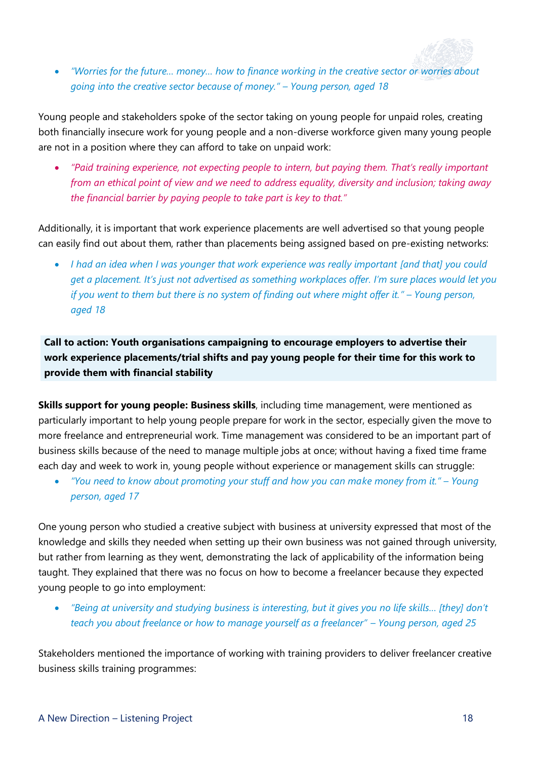- *"Worries for the future… money… how to finance working in the creative sector or worries about going into the creative sector because of money." – Young person, aged 18*

Young people and stakeholders spoke of the sector taking on young people for unpaid roles, creating both financially insecure work for young people and a non-diverse workforce given many young people are not in a position where they can afford to take on unpaid work:

- *"Paid training experience, not expecting people to intern, but paying them. That's really important from an ethical point of view and we need to address equality, diversity and inclusion; taking away the financial barrier by paying people to take part is key to that."*

Additionally, it is important that work experience placements are well advertised so that young people can easily find out about them, rather than placements being assigned based on pre-existing networks:

- *I had an idea when I was younger that work experience was really important [and that] you could get a placement. It's just not advertised as something workplaces offer. I'm sure places would let you if you went to them but there is no system of finding out where might offer it." – Young person, aged 18*

**Call to action: Youth organisations campaigning to encourage employers to advertise their work experience placements/trial shifts and pay young people for their time for this work to provide them with financial stability**

**Skills support for young people: Business skills**, including time management, were mentioned as particularly important to help young people prepare for work in the sector, especially given the move to more freelance and entrepreneurial work. Time management was considered to be an important part of business skills because of the need to manage multiple jobs at once; without having a fixed time frame each day and week to work in, young people without experience or management skills can struggle:

- *"You need to know about promoting your stuff and how you can make money from it." – Young person, aged 17*

One young person who studied a creative subject with business at university expressed that most of the knowledge and skills they needed when setting up their own business was not gained through university, but rather from learning as they went, demonstrating the lack of applicability of the information being taught. They explained that there was no focus on how to become a freelancer because they expected young people to go into employment:

- *"Being at university and studying business is interesting, but it gives you no life skills… [they] don't teach you about freelance or how to manage yourself as a freelancer" – Young person, aged 25*

Stakeholders mentioned the importance of working with training providers to deliver freelancer creative business skills training programmes: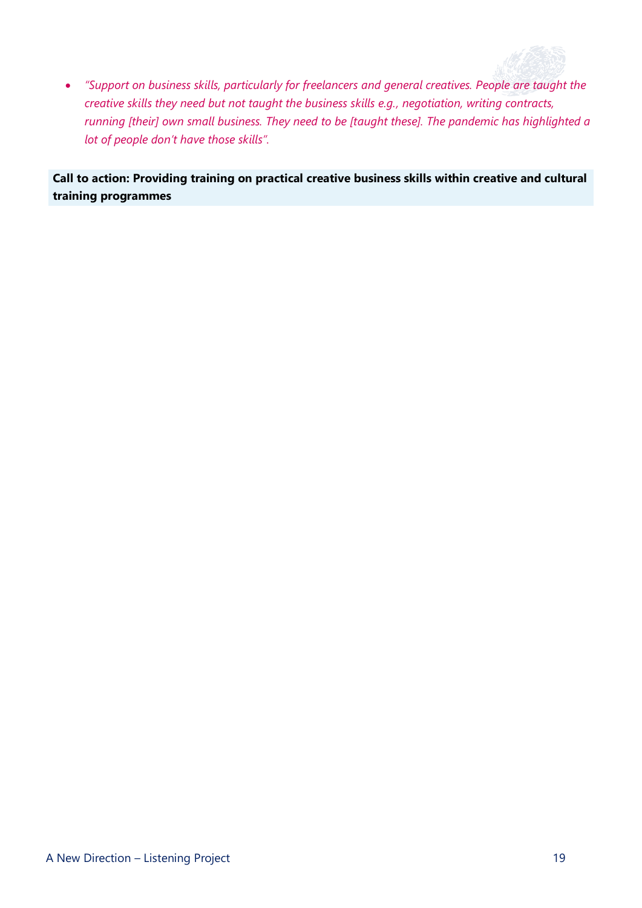- *"Support on business skills, particularly for freelancers and general creatives. People are taught the creative skills they need but not taught the business skills e.g., negotiation, writing contracts, running [their] own small business. They need to be [taught these]. The pandemic has highlighted a lot of people don't have those skills".*

**Call to action: Providing training on practical creative business skills within creative and cultural training programmes**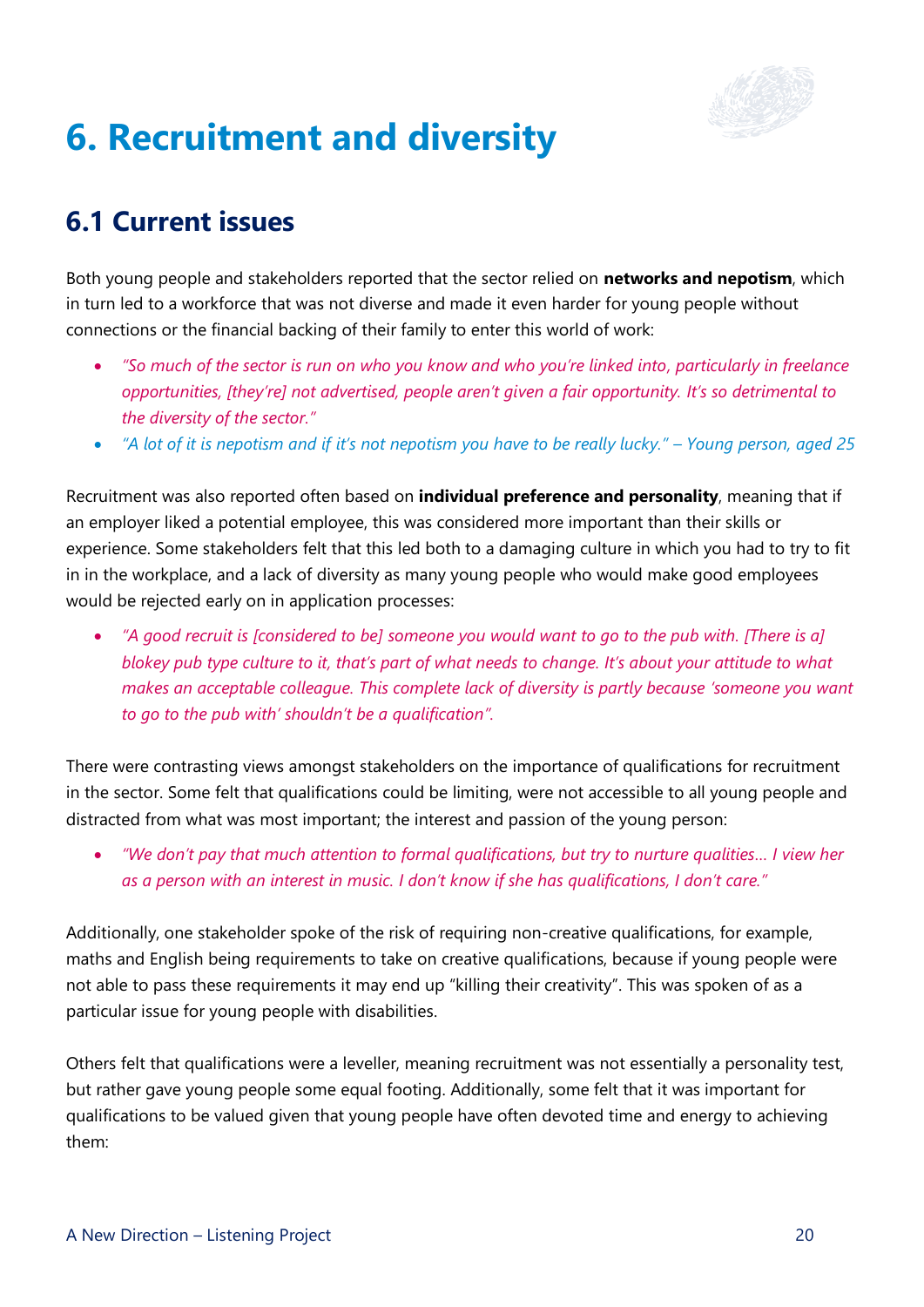# 6. Recruitment and diversity

## 6.1 Current issues

Both young people and stakeholders reported that the sector relied on **networks and nepotism**, which in turn led to a workforce that was not diverse and made it even harder for young people without connections or the financial backing of their family to enter this world of work:

- *"So much of the sector is run on who you know and who you're linked into, particularly in freelance opportunities, [they're] not advertised, people aren't given a fair opportunity. It's so detrimental to the diversity of the sector."*
- *"A lot of it is nepotism and if it's not nepotism you have to be really lucky." – Young person, aged 25*

Recruitment was also reported often based on **individual preference and personality**, meaning that if an employer liked a potential employee, this was considered more important than their skills or experience. Some stakeholders felt that this led both to a damaging culture in which you had to try to fit in in the workplace, and a lack of diversity as many young people who would make good employees would be rejected early on in application processes:

- *"A good recruit is [considered to be] someone you would want to go to the pub with. [There is a] blokey pub type culture to it, that's part of what needs to change. It's about your attitude to what makes an acceptable colleague. This complete lack of diversity is partly because 'someone you want to go to the pub with' shouldn't be a qualification".*

There were contrasting views amongst stakeholders on the importance of qualifications for recruitment in the sector. Some felt that qualifications could be limiting, were not accessible to all young people and distracted from what was most important; the interest and passion of the young person:

- *"We don't pay that much attention to formal qualifications, but try to nurture qualities… I view her as a person with an interest in music. I don't know if she has qualifications, I don't care."*

Additionally, one stakeholder spoke of the risk of requiring non-creative qualifications, for example, maths and English being requirements to take on creative qualifications, because if young people were not able to pass these requirements it may end up "killing their creativity". This was spoken of as a particular issue for young people with disabilities.

Others felt that qualifications were a leveller, meaning recruitment was not essentially a personality test, but rather gave young people some equal footing. Additionally, some felt that it was important for qualifications to be valued given that young people have often devoted time and energy to achieving them: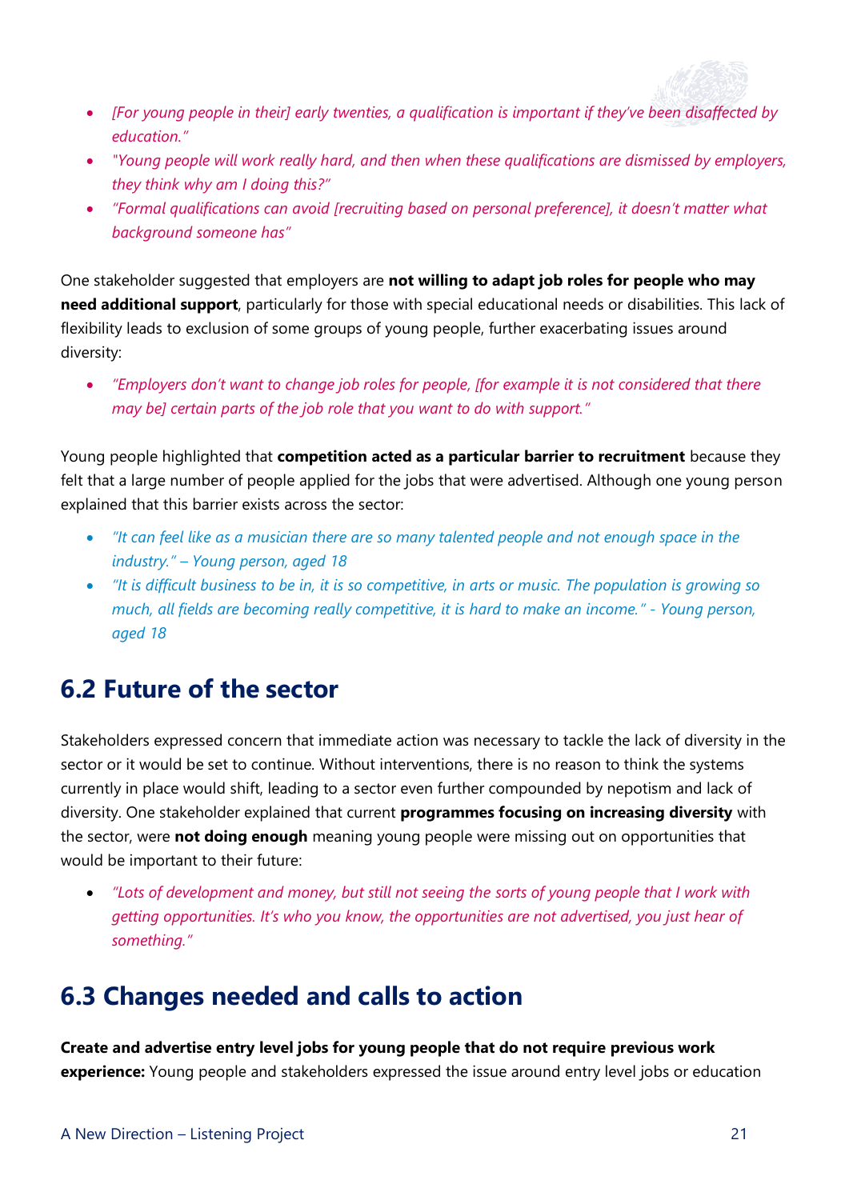- *[For young people in their] early twenties, a qualification is important if they've been disaffected by education."*
- *"Young people will work really hard, and then when these qualifications are dismissed by employers, they think why am I doing this?"*
- *"Formal qualifications can avoid [recruiting based on personal preference], it doesn't matter what background someone has"*

One stakeholder suggested that employers are **not willing to adapt job roles for people who may need additional support**, particularly for those with special educational needs or disabilities. This lack of flexibility leads to exclusion of some groups of young people, further exacerbating issues around diversity:

- *"Employers don't want to change job roles for people, [for example it is not considered that there may be] certain parts of the job role that you want to do with support."*

Young people highlighted that **competition acted as a particular barrier to recruitment** because they felt that a large number of people applied for the jobs that were advertised. Although one young person explained that this barrier exists across the sector:

- *"It can feel like as a musician there are so many talented people and not enough space in the industry." – Young person, aged 18*
- *"It is difficult business to be in, it is so competitive, in arts or music. The population is growing so much, all fields are becoming really competitive, it is hard to make an income." - Young person, aged 18*

## 6.2 Future of the sector

Stakeholders expressed concern that immediate action was necessary to tackle the lack of diversity in the sector or it would be set to continue. Without interventions, there is no reason to think the systems currently in place would shift, leading to a sector even further compounded by nepotism and lack of diversity. One stakeholder explained that current **programmes focusing on increasing diversity** with the sector, were **not doing enough** meaning young people were missing out on opportunities that would be important to their future:

- *"Lots of development and money, but still not seeing the sorts of young people that I work with getting opportunities. It's who you know, the opportunities are not advertised, you just hear of something."*

## 6.3 Changes needed and calls to action

**Create and advertise entry level jobs for young people that do not require previous work experience:** Young people and stakeholders expressed the issue around entry level jobs or education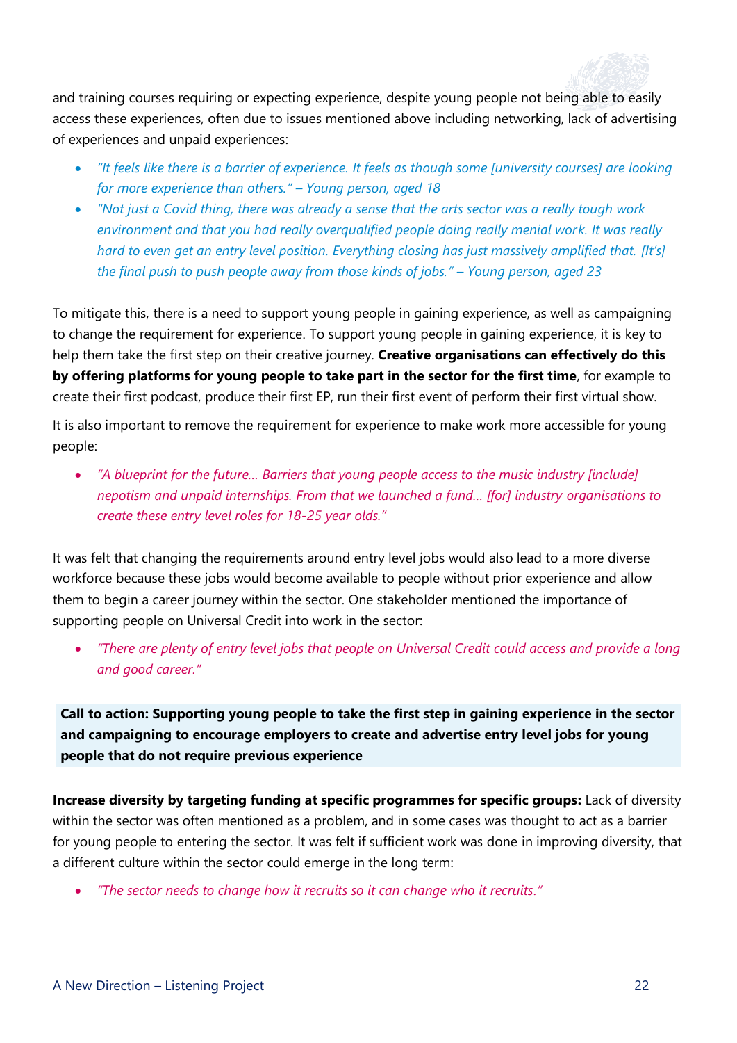and training courses requiring or expecting experience, despite young people not being able to easily access these experiences, often due to issues mentioned above including networking, lack of advertising of experiences and unpaid experiences:

- *"It feels like there is a barrier of experience. It feels as though some [university courses] are looking for more experience than others." – Young person, aged 18*
- *"Not just a Covid thing, there was already a sense that the arts sector was a really tough work environment and that you had really overqualified people doing really menial work. It was really hard to even get an entry level position. Everything closing has just massively amplified that. [It's] the final push to push people away from those kinds of jobs." – Young person, aged 23*

To mitigate this, there is a need to support young people in gaining experience, as well as campaigning to change the requirement for experience. To support young people in gaining experience, it is key to help them take the first step on their creative journey. **Creative organisations can effectively do this by offering platforms for young people to take part in the sector for the first time**, for example to create their first podcast, produce their first EP, run their first event of perform their first virtual show.

It is also important to remove the requirement for experience to make work more accessible for young people:

- *"A blueprint for the future... Barriers that young people access to the music industry [include] nepotism and unpaid internships. From that we launched a fund... [for] industry organisations to create these entry level roles for 18-25 year olds."*

It was felt that changing the requirements around entry level jobs would also lead to a more diverse workforce because these jobs would become available to people without prior experience and allow them to begin a career journey within the sector. One stakeholder mentioned the importance of supporting people on Universal Credit into work in the sector:

- *"There are plenty of entry level jobs that people on Universal Credit could access and provide a long and good career."*

**Call to action: Supporting young people to take the first step in gaining experience in the sector and campaigning to encourage employers to create and advertise entry level jobs for young people that do not require previous experience**

**Increase diversity by targeting funding at specific programmes for specific groups:** Lack of diversity within the sector was often mentioned as a problem, and in some cases was thought to act as a barrier for young people to entering the sector. It was felt if sufficient work was done in improving diversity, that a different culture within the sector could emerge in the long term:

- *"The sector needs to change how it recruits so it can change who it recruits."*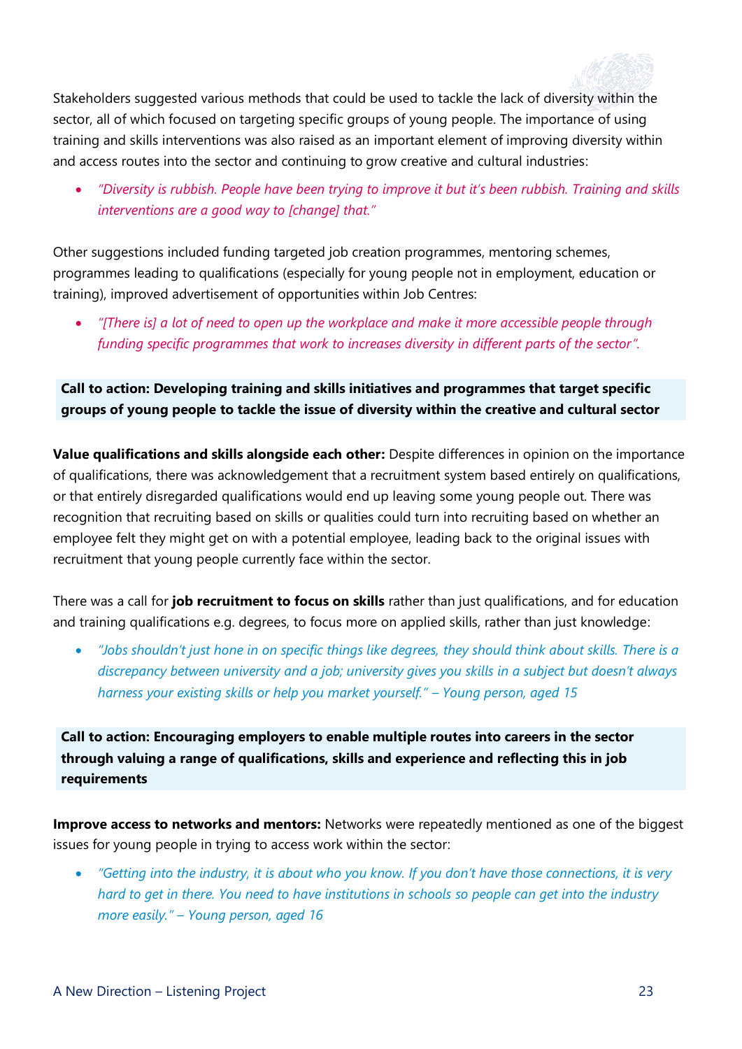Stakeholders suggested various methods that could be used to tackle the lack of diversity within the sector, all of which focused on targeting specific groups of young people. The importance of using training and skills interventions was also raised as an important element of improving diversity within and access routes into the sector and continuing to grow creative and cultural industries:

- *"Diversity is rubbish. People have been trying to improve it but it's been rubbish. Training and skills interventions are a good way to [change] that."*

Other suggestions included funding targeted job creation programmes, mentoring schemes, programmes leading to qualifications (especially for young people not in employment, education or training), improved advertisement of opportunities within Job Centres:

- *"[There is] a lot of need to open up the workplace and make it more accessible people through funding specific programmes that work to increases diversity in different parts of the sector".*

**Call to action: Developing training and skills initiatives and programmes that target specific groups of young people to tackle the issue of diversity within the creative and cultural sector**

**Value qualifications and skills alongside each other:** Despite differences in opinion on the importance of qualifications, there was acknowledgement that a recruitment system based entirely on qualifications, or that entirely disregarded qualifications would end up leaving some young people out. There was recognition that recruiting based on skills or qualities could turn into recruiting based on whether an employee felt they might get on with a potential employee, leading back to the original issues with recruitment that young people currently face within the sector.

There was a call for **job recruitment to focus on skills** rather than just qualifications, and for education and training qualifications e.g. degrees, to focus more on applied skills, rather than just knowledge:

- *"Jobs shouldn't just hone in on specific things like degrees, they should think about skills. There is a discrepancy between university and a job; university gives you skills in a subject but doesn't always harness your existing skills or help you market yourself." – Young person, aged 15*

**Call to action: Encouraging employers to enable multiple routes into careers in the sector through valuing a range of qualifications, skills and experience and reflecting this in job requirements**

**Improve access to networks and mentors:** Networks were repeatedly mentioned as one of the biggest issues for young people in trying to access work within the sector:

- *"Getting into the industry, it is about who you know. If you don't have those connections, it is very hard to get in there. You need to have institutions in schools so people can get into the industry more easily." – Young person, aged 16*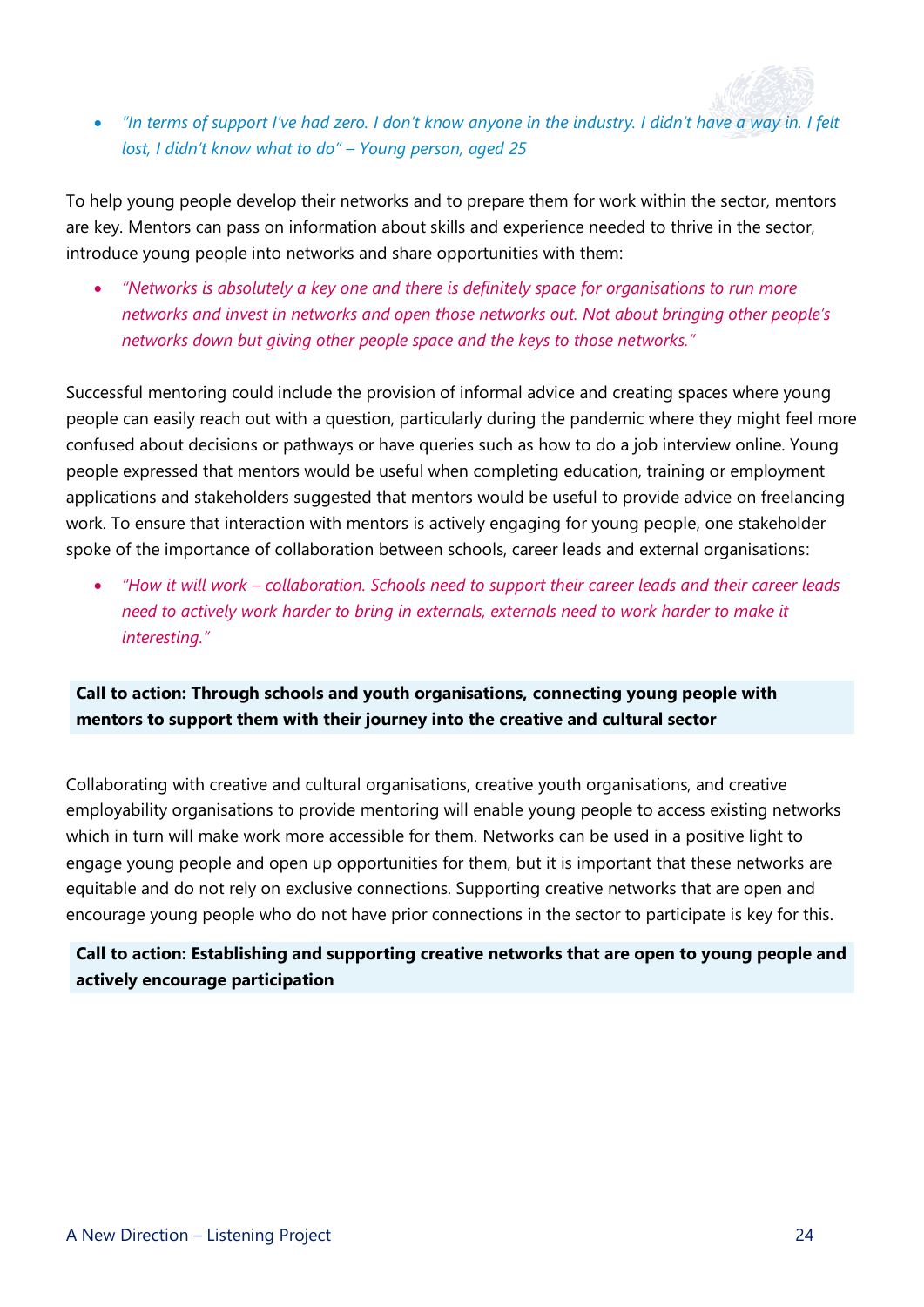- *"In terms of support I've had zero. I don't know anyone in the industry. I didn't have a way in. I felt lost, I didn't know what to do" – Young person, aged 25*

To help young people develop their networks and to prepare them for work within the sector, mentors are key. Mentors can pass on information about skills and experience needed to thrive in the sector, introduce young people into networks and share opportunities with them:

- *"Networks is absolutely a key one and there is definitely space for organisations to run more networks and invest in networks and open those networks out. Not about bringing other people's networks down but giving other people space and the keys to those networks."*

Successful mentoring could include the provision of informal advice and creating spaces where young people can easily reach out with a question, particularly during the pandemic where they might feel more confused about decisions or pathways or have queries such as how to do a job interview online. Young people expressed that mentors would be useful when completing education, training or employment applications and stakeholders suggested that mentors would be useful to provide advice on freelancing work. To ensure that interaction with mentors is actively engaging for young people, one stakeholder spoke of the importance of collaboration between schools, career leads and external organisations:

- *"How it will work – collaboration. Schools need to support their career leads and their career leads need to actively work harder to bring in externals, externals need to work harder to make it interesting."*

**Call to action: Through schools and youth organisations, connecting young people with mentors to support them with their journey into the creative and cultural sector**

Collaborating with creative and cultural organisations, creative youth organisations, and creative employability organisations to provide mentoring will enable young people to access existing networks which in turn will make work more accessible for them. Networks can be used in a positive light to engage young people and open up opportunities for them, but it is important that these networks are equitable and do not rely on exclusive connections. Supporting creative networks that are open and encourage young people who do not have prior connections in the sector to participate is key for this.

**Call to action: Establishing and supporting creative networks that are open to young people and actively encourage participation**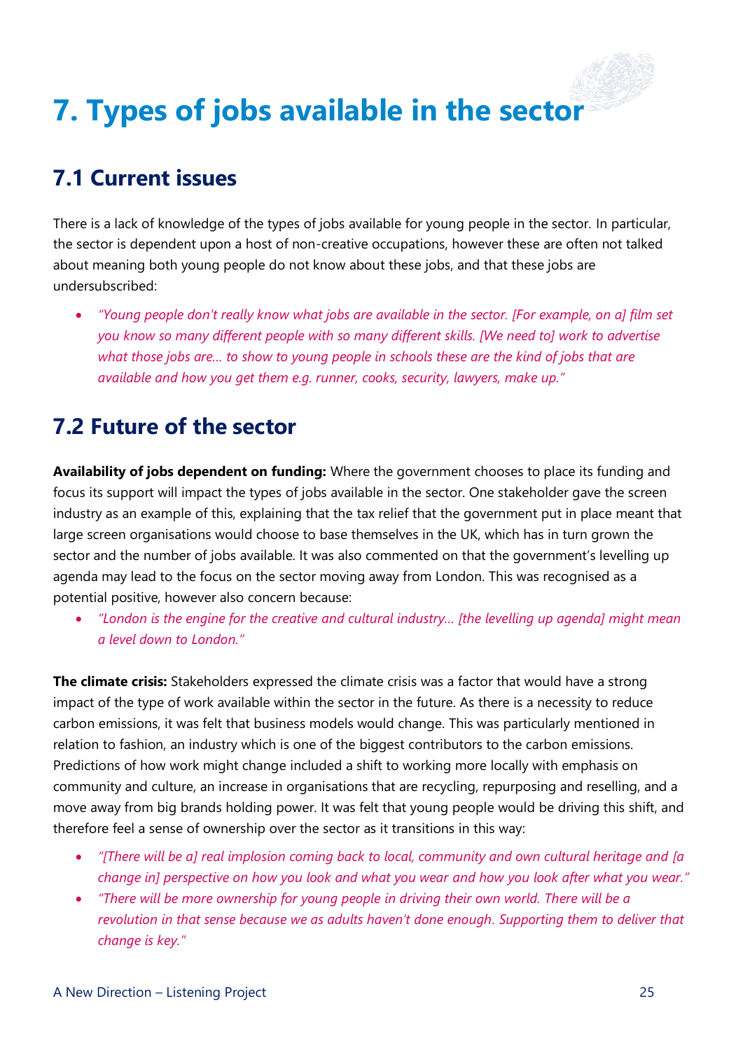# 7. Types of jobs available in the sector

## 7.1 Current issues

There is a lack of knowledge of the types of jobs available for young people in the sector. In particular, the sector is dependent upon a host of non-creative occupations, however these are often not talked about meaning both young people do not know about these jobs, and that these jobs are undersubscribed:

- *"Young people don't really know what jobs are available in the sector. [For example, on a] film set you know so many different people with so many different skills. [We need to] work to advertise what those jobs are… to show to young people in schools these are the kind of jobs that are available and how you get them e.g. runner, cooks, security, lawyers, make up."*

## 7.2 Future of the sector

**Availability of jobs dependent on funding:** Where the government chooses to place its funding and focus its support will impact the types of jobs available in the sector. One stakeholder gave the screen industry as an example of this, explaining that the tax relief that the government put in place meant that large screen organisations would choose to base themselves in the UK, which has in turn grown the sector and the number of jobs available. It was also commented on that the government's levelling up agenda may lead to the focus on the sector moving away from London. This was recognised as a potential positive, however also concern because:

- *"London is the engine for the creative and cultural industry… [the levelling up agenda] might mean a level down to London."*

**The climate crisis:** Stakeholders expressed the climate crisis was a factor that would have a strong impact of the type of work available within the sector in the future. As there is a necessity to reduce carbon emissions, it was felt that business models would change. This was particularly mentioned in relation to fashion, an industry which is one of the biggest contributors to the carbon emissions. Predictions of how work might change included a shift to working more locally with emphasis on community and culture, an increase in organisations that are recycling, repurposing and reselling, and a move away from big brands holding power. It was felt that young people would be driving this shift, and therefore feel a sense of ownership over the sector as it transitions in this way:

- *"[There will be a] real implosion coming back to local, community and own cultural heritage and [a change in] perspective on how you look and what you wear and how you look after what you wear."*
- *"There will be more ownership for young people in driving their own world. There will be a revolution in that sense because we as adults haven't done enough. Supporting them to deliver that change is key."*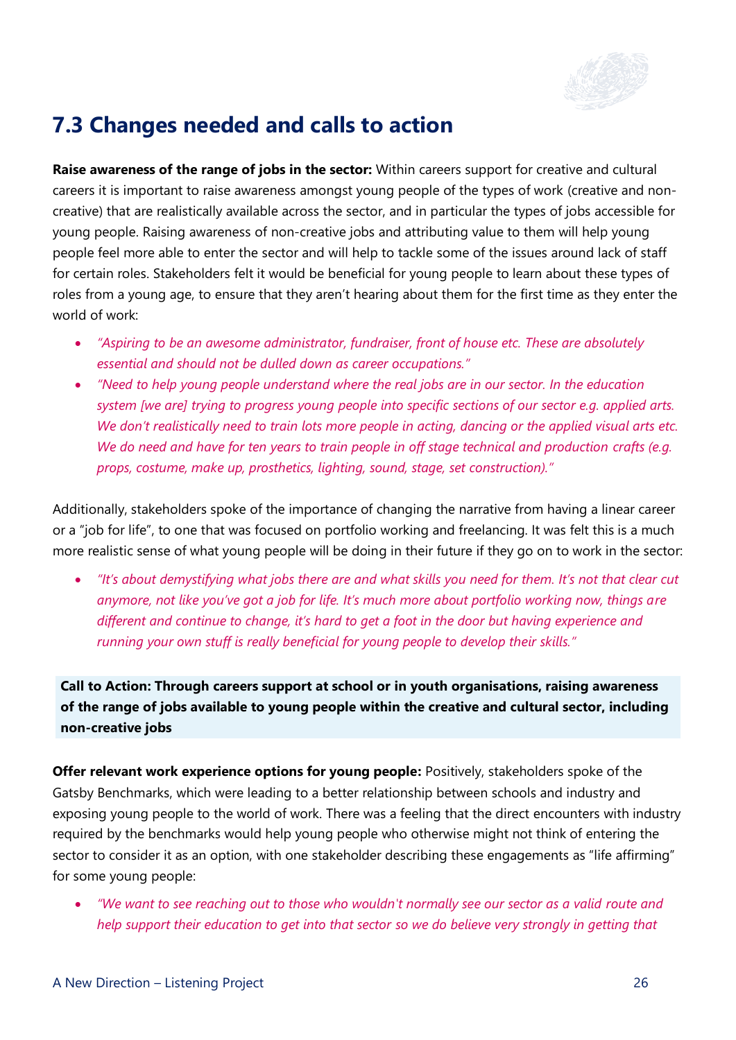## 7.3 Changes needed and calls to action

**Raise awareness of the range of jobs in the sector:** Within careers support for creative and cultural careers it is important to raise awareness amongst young people of the types of work (creative and non-creative) that are realistically available across the sector, and in particular the types of jobs accessible for young people. Raising awareness of non-creative jobs and attributing value to them will help young people feel more able to enter the sector and will help to tackle some of the issues around lack of staff for certain roles. Stakeholders felt it would be beneficial for young people to learn about these types of roles from a young age, to ensure that they aren't hearing about them for the first time as they enter the world of work:

- *"Aspiring to be an awesome administrator, fundraiser, front of house etc. These are absolutely essential and should not be dulled down as career occupations."*
- *"Need to help young people understand where the real jobs are in our sector. In the education system [we are] trying to progress young people into specific sections of our sector e.g. applied arts. We don't realistically need to train lots more people in acting, dancing or the applied visual arts etc. We do need and have for ten years to train people in off stage technical and production crafts (e.g. props, costume, make up, prosthetics, lighting, sound, stage, set construction)."*

Additionally, stakeholders spoke of the importance of changing the narrative from having a linear career or a "job for life", to one that was focused on portfolio working and freelancing. It was felt this is a much more realistic sense of what young people will be doing in their future if they go on to work in the sector:

- *"It's about demystifying what jobs there are and what skills you need for them. It's not that clear cut anymore, not like you've got a job for life. It's much more about portfolio working now, things are different and continue to change, it's hard to get a foot in the door but having experience and running your own stuff is really beneficial for young people to develop their skills."*

**Call to Action: Through careers support at school or in youth organisations, raising awareness of the range of jobs available to young people within the creative and cultural sector, including non-creative jobs**

**Offer relevant work experience options for young people:** Positively, stakeholders spoke of the Gatsby Benchmarks, which were leading to a better relationship between schools and industry and exposing young people to the world of work. There was a feeling that the direct encounters with industry required by the benchmarks would help young people who otherwise might not think of entering the sector to consider it as an option, with one stakeholder describing these engagements as "life affirming" for some young people:

- *"We want to see reaching out to those who wouldn't normally see our sector as a valid route and help support their education to get into that sector so we do believe very strongly in getting that*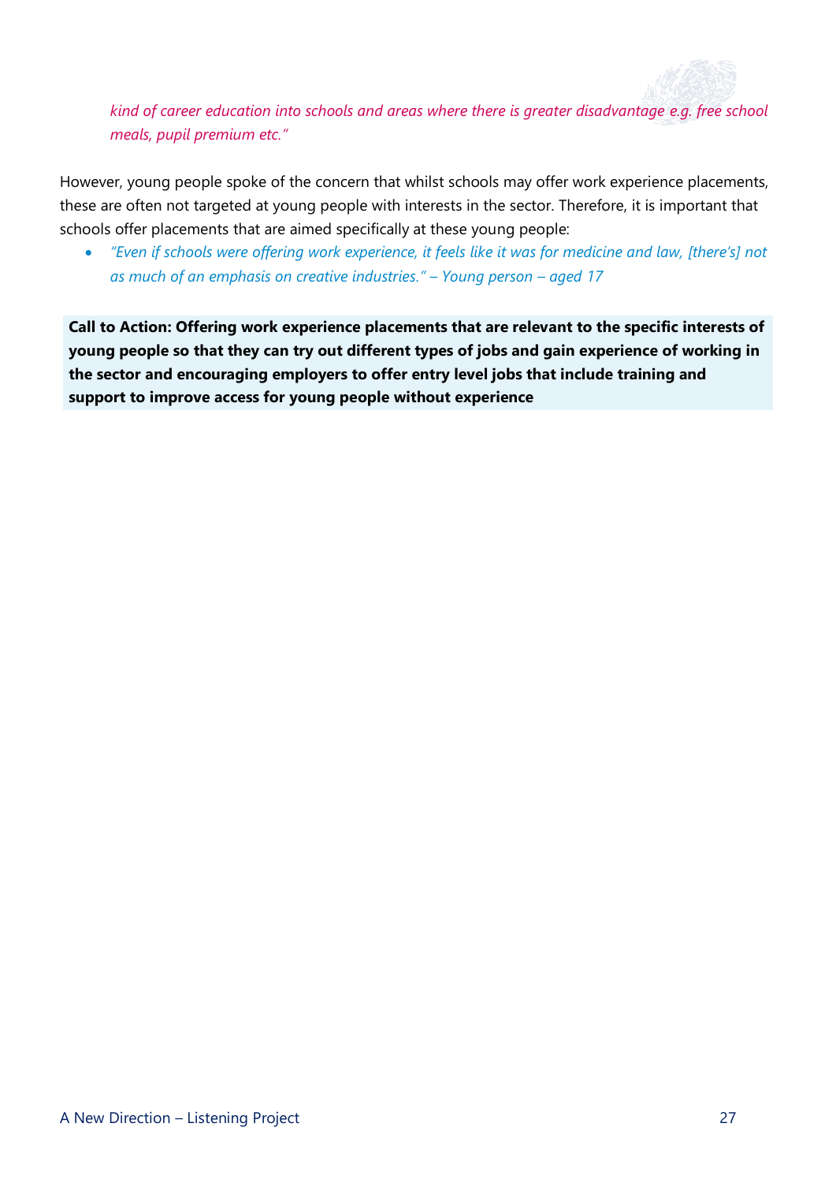*kind of career education into schools and areas where there is greater disadvantage e.g. free school meals, pupil premium etc."*

However, young people spoke of the concern that whilst schools may offer work experience placements, these are often not targeted at young people with interests in the sector. Therefore, it is important that schools offer placements that are aimed specifically at these young people:

- *"Even if schools were offering work experience, it feels like it was for medicine and law, [there's] not as much of an emphasis on creative industries." – Young person – aged 17*

**Call to Action: Offering work experience placements that are relevant to the specific interests of young people so that they can try out different types of jobs and gain experience of working in the sector and encouraging employers to offer entry level jobs that include training and support to improve access for young people without experience**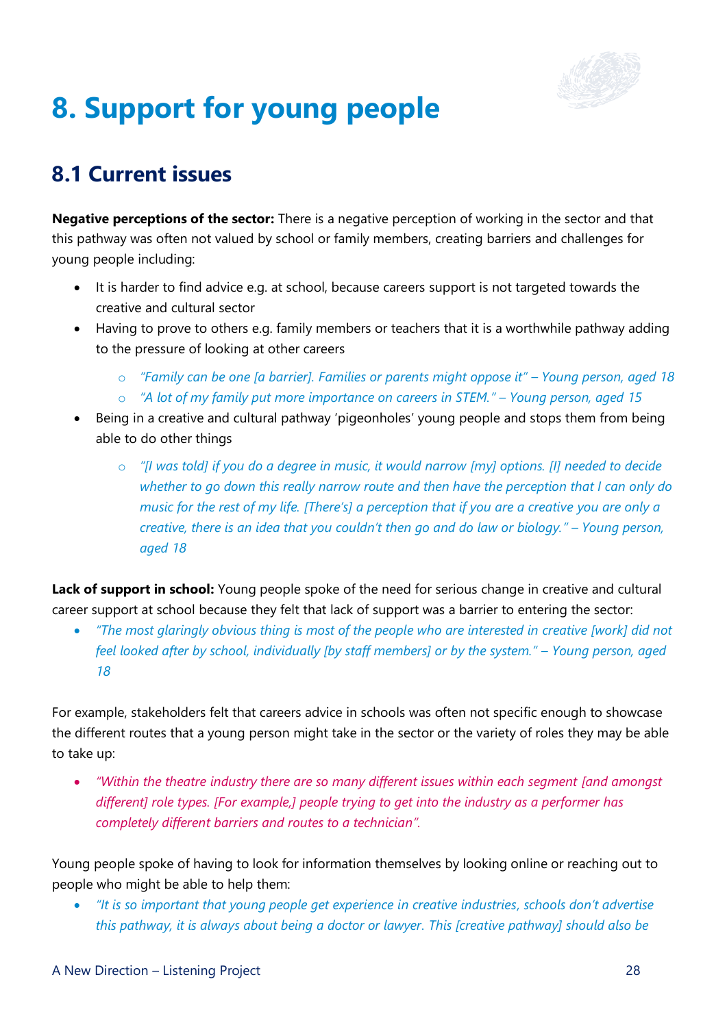# 8. Support for young people

## 8.1 Current issues

**Negative perceptions of the sector:** There is a negative perception of working in the sector and that this pathway was often not valued by school or family members, creating barriers and challenges for young people including:

- It is harder to find advice e.g. at school, because careers support is not targeted towards the creative and cultural sector
- Having to prove to others e.g. family members or teachers that it is a worthwhile pathway adding to the pressure of looking at other careers
    - *"Family can be one [a barrier]. Families or parents might oppose it" – Young person, aged 18*
    - *"A lot of my family put more importance on careers in STEM." – Young person, aged 15*
- Being in a creative and cultural pathway 'pigeonholes' young people and stops them from being able to do other things
    - *"[I was told] if you do a degree in music, it would narrow [my] options. [I] needed to decide whether to go down this really narrow route and then have the perception that I can only do music for the rest of my life. [There's] a perception that if you are a creative you are only a creative, there is an idea that you couldn't then go and do law or biology." – Young person, aged 18*

**Lack of support in school:** Young people spoke of the need for serious change in creative and cultural career support at school because they felt that lack of support was a barrier to entering the sector:

- *"The most glaringly obvious thing is most of the people who are interested in creative [work] did not feel looked after by school, individually [by staff members] or by the system." – Young person, aged 18*

For example, stakeholders felt that careers advice in schools was often not specific enough to showcase the different routes that a young person might take in the sector or the variety of roles they may be able to take up:

- *"Within the theatre industry there are so many different issues within each segment [and amongst different] role types. [For example,] people trying to get into the industry as a performer has completely different barriers and routes to a technician".*

Young people spoke of having to look for information themselves by looking online or reaching out to people who might be able to help them:

- *"It is so important that young people get experience in creative industries, schools don't advertise this pathway, it is always about being a doctor or lawyer. This [creative pathway] should also be*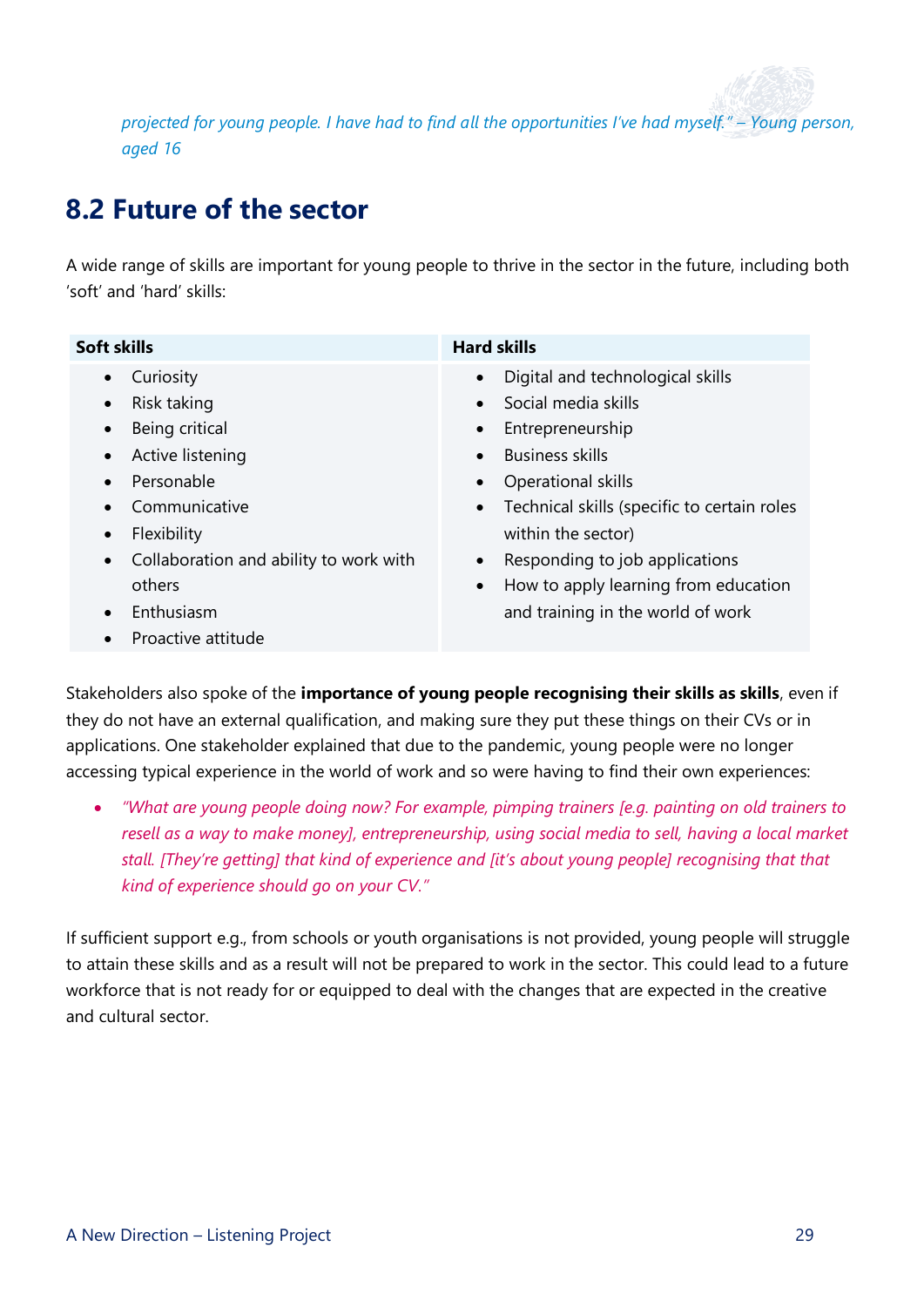*projected for young people. I have had to find all the opportunities I've had myself." – Young person, aged 16*

## 8.2 Future of the sector

A wide range of skills are important for young people to thrive in the sector in the future, including both 'soft' and 'hard' skills:

| Soft skills | Hard skills |
|---|---|
| • Curiosity<br>• Risk taking<br>• Being critical<br>• Active listening<br>• Personable<br>• Communicative<br>• Flexibility<br>• Collaboration and ability to work with others<br>• Enthusiasm<br>• Proactive attitude | • Digital and technological skills<br>• Social media skills<br>• Entrepreneurship<br>• Business skills<br>• Operational skills<br>• Technical skills (specific to certain roles within the sector)<br>• Responding to job applications<br>• How to apply learning from education and training in the world of work |

Stakeholders also spoke of the **importance of young people recognising their skills as skills**, even if they do not have an external qualification, and making sure they put these things on their CVs or in applications. One stakeholder explained that due to the pandemic, young people were no longer accessing typical experience in the world of work and so were having to find their own experiences:

- *"What are young people doing now? For example, pimping trainers [e.g. painting on old trainers to resell as a way to make money], entrepreneurship, using social media to sell, having a local market stall. [They're getting] that kind of experience and [it's about young people] recognising that that kind of experience should go on your CV."*

If sufficient support e.g., from schools or youth organisations is not provided, young people will struggle to attain these skills and as a result will not be prepared to work in the sector. This could lead to a future workforce that is not ready for or equipped to deal with the changes that are expected in the creative and cultural sector.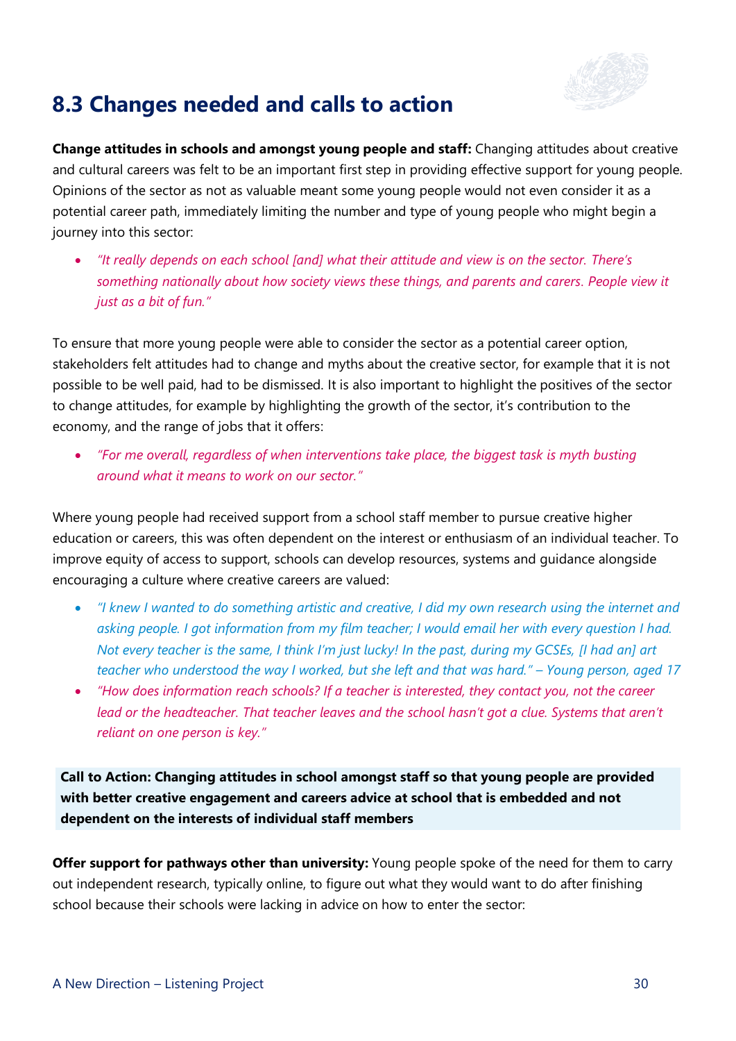## 8.3 Changes needed and calls to action

**Change attitudes in schools and amongst young people and staff:** Changing attitudes about creative and cultural careers was felt to be an important first step in providing effective support for young people. Opinions of the sector as not as valuable meant some young people would not even consider it as a potential career path, immediately limiting the number and type of young people who might begin a journey into this sector:

- *"It really depends on each school [and] what their attitude and view is on the sector. There's something nationally about how society views these things, and parents and carers. People view it just as a bit of fun."*

To ensure that more young people were able to consider the sector as a potential career option, stakeholders felt attitudes had to change and myths about the creative sector, for example that it is not possible to be well paid, had to be dismissed. It is also important to highlight the positives of the sector to change attitudes, for example by highlighting the growth of the sector, it's contribution to the economy, and the range of jobs that it offers:

- *"For me overall, regardless of when interventions take place, the biggest task is myth busting around what it means to work on our sector."*

Where young people had received support from a school staff member to pursue creative higher education or careers, this was often dependent on the interest or enthusiasm of an individual teacher. To improve equity of access to support, schools can develop resources, systems and guidance alongside encouraging a culture where creative careers are valued:

- *"I knew I wanted to do something artistic and creative, I did my own research using the internet and asking people. I got information from my film teacher; I would email her with every question I had. Not every teacher is the same, I think I'm just lucky! In the past, during my GCSEs, [I had an] art teacher who understood the way I worked, but she left and that was hard." – Young person, aged 17*
- *"How does information reach schools? If a teacher is interested, they contact you, not the career lead or the headteacher. That teacher leaves and the school hasn't got a clue. Systems that aren't reliant on one person is key."*

**Call to Action: Changing attitudes in school amongst staff so that young people are provided with better creative engagement and careers advice at school that is embedded and not dependent on the interests of individual staff members**

**Offer support for pathways other than university:** Young people spoke of the need for them to carry out independent research, typically online, to figure out what they would want to do after finishing school because their schools were lacking in advice on how to enter the sector: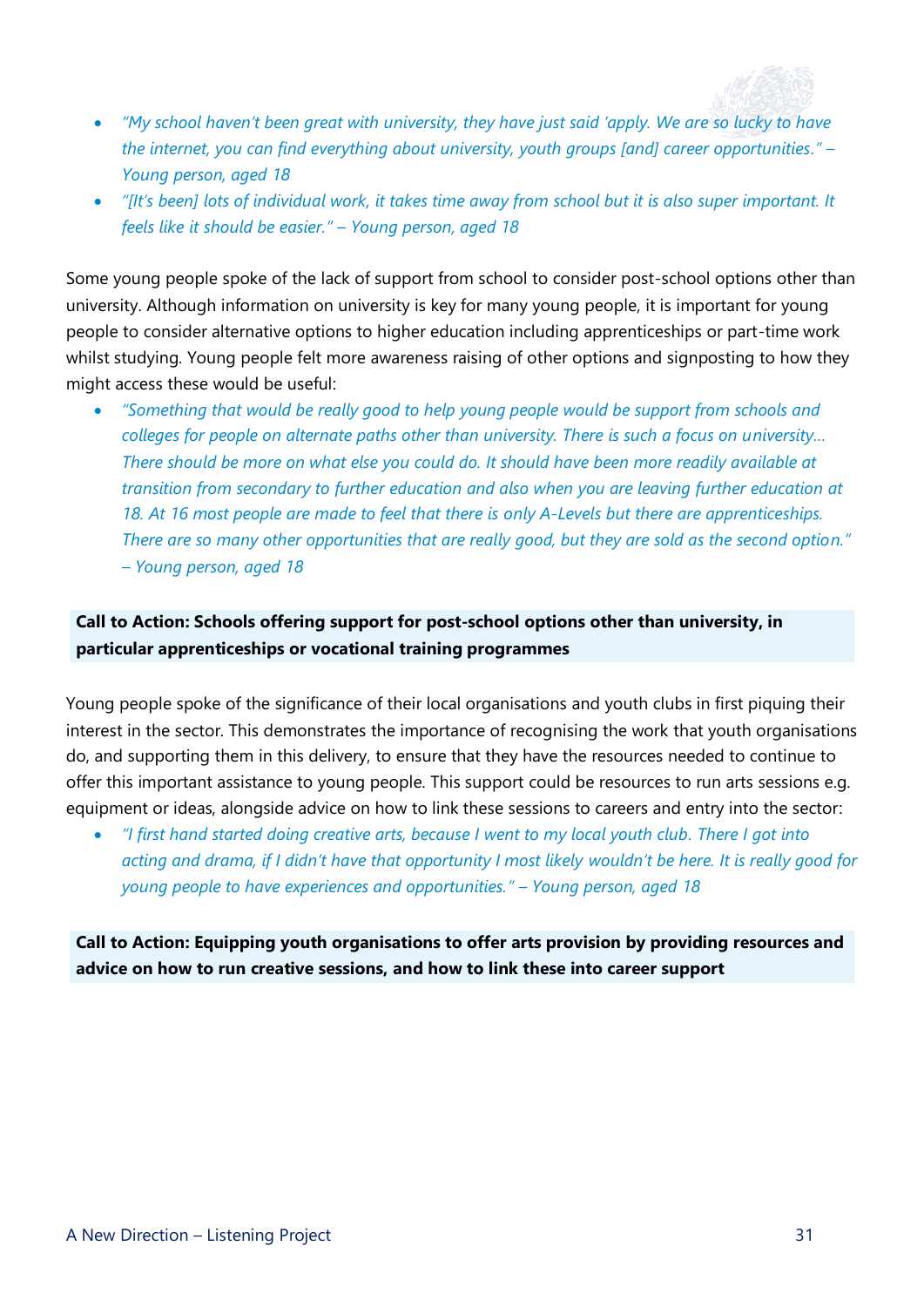- *"My school haven't been great with university, they have just said 'apply. We are so lucky to have the internet, you can find everything about university, youth groups [and] career opportunities." – Young person, aged 18*
- *"[It's been] lots of individual work, it takes time away from school but it is also super important. It feels like it should be easier." – Young person, aged 18*

Some young people spoke of the lack of support from school to consider post-school options other than university. Although information on university is key for many young people, it is important for young people to consider alternative options to higher education including apprenticeships or part-time work whilst studying. Young people felt more awareness raising of other options and signposting to how they might access these would be useful:

- *"Something that would be really good to help young people would be support from schools and colleges for people on alternate paths other than university. There is such a focus on university… There should be more on what else you could do. It should have been more readily available at transition from secondary to further education and also when you are leaving further education at 18. At 16 most people are made to feel that there is only A-Levels but there are apprenticeships. There are so many other opportunities that are really good, but they are sold as the second option." – Young person, aged 18*

**Call to Action: Schools offering support for post-school options other than university, in particular apprenticeships or vocational training programmes**

Young people spoke of the significance of their local organisations and youth clubs in first piquing their interest in the sector. This demonstrates the importance of recognising the work that youth organisations do, and supporting them in this delivery, to ensure that they have the resources needed to continue to offer this important assistance to young people. This support could be resources to run arts sessions e.g. equipment or ideas, alongside advice on how to link these sessions to careers and entry into the sector:

- *"I first hand started doing creative arts, because I went to my local youth club. There I got into acting and drama, if I didn't have that opportunity I most likely wouldn't be here. It is really good for young people to have experiences and opportunities." – Young person, aged 18*

**Call to Action: Equipping youth organisations to offer arts provision by providing resources and advice on how to run creative sessions, and how to link these into career support**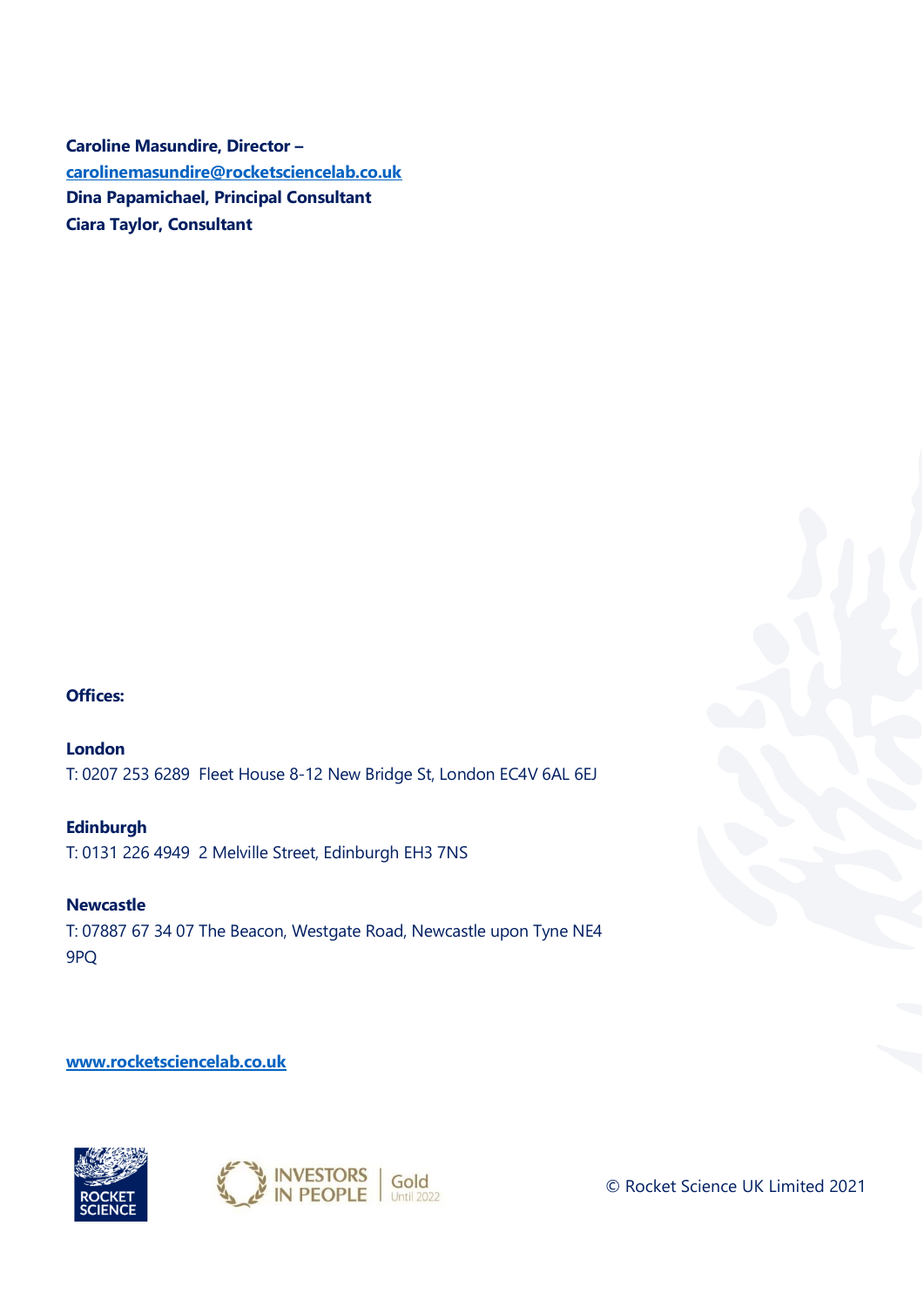**Caroline Masundire, Director –**
**carolinemasundire@rocketsciencelab.co.uk**
**Dina Papamichael, Principal Consultant**
**Ciara Taylor, Consultant**

**Offices:**

**London**
T: 0207 253 6289 Fleet House 8-12 New Bridge St, London EC4V 6AL 6EJ

**Edinburgh**
T: 0131 226 4949 2 Melville Street, Edinburgh EH3 7NS

**Newcastle**
T: 07887 67 34 07 The Beacon, Westgate Road, Newcastle upon Tyne NE4 9PQ

**www.rocketsciencelab.co.uk**

ROCKET SCIENCE

INVESTORS IN PEOPLE | Gold Until 2022

© Rocket Science UK Limited 2021